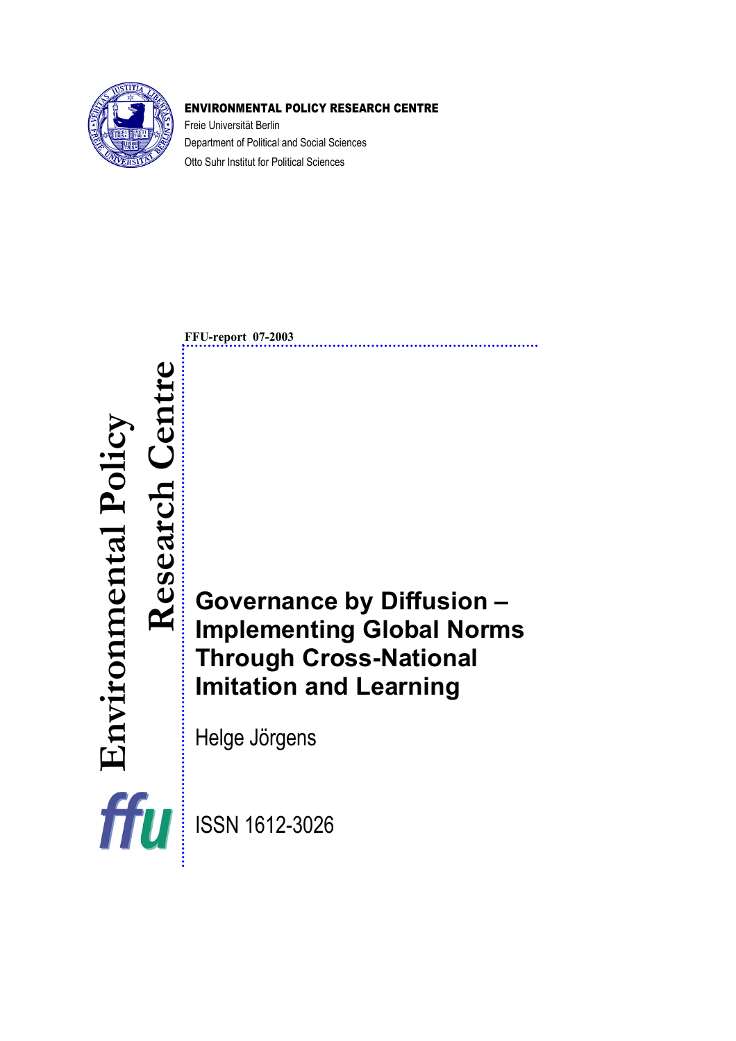**ENVIRONMENTAL POLICY RESEARCH CENTRE**

Freie Universität Berlin

Department of Political and Social Sciences

Otto Suhr Institut for Political Sciences

**FFU-report 07-2003**

Environmental Policy Research Centre

ffu

# Governance by Diffusion – Implementing Global Norms Through Cross-National Imitation and Learning

Helge Jörgens

ISSN 1612-3026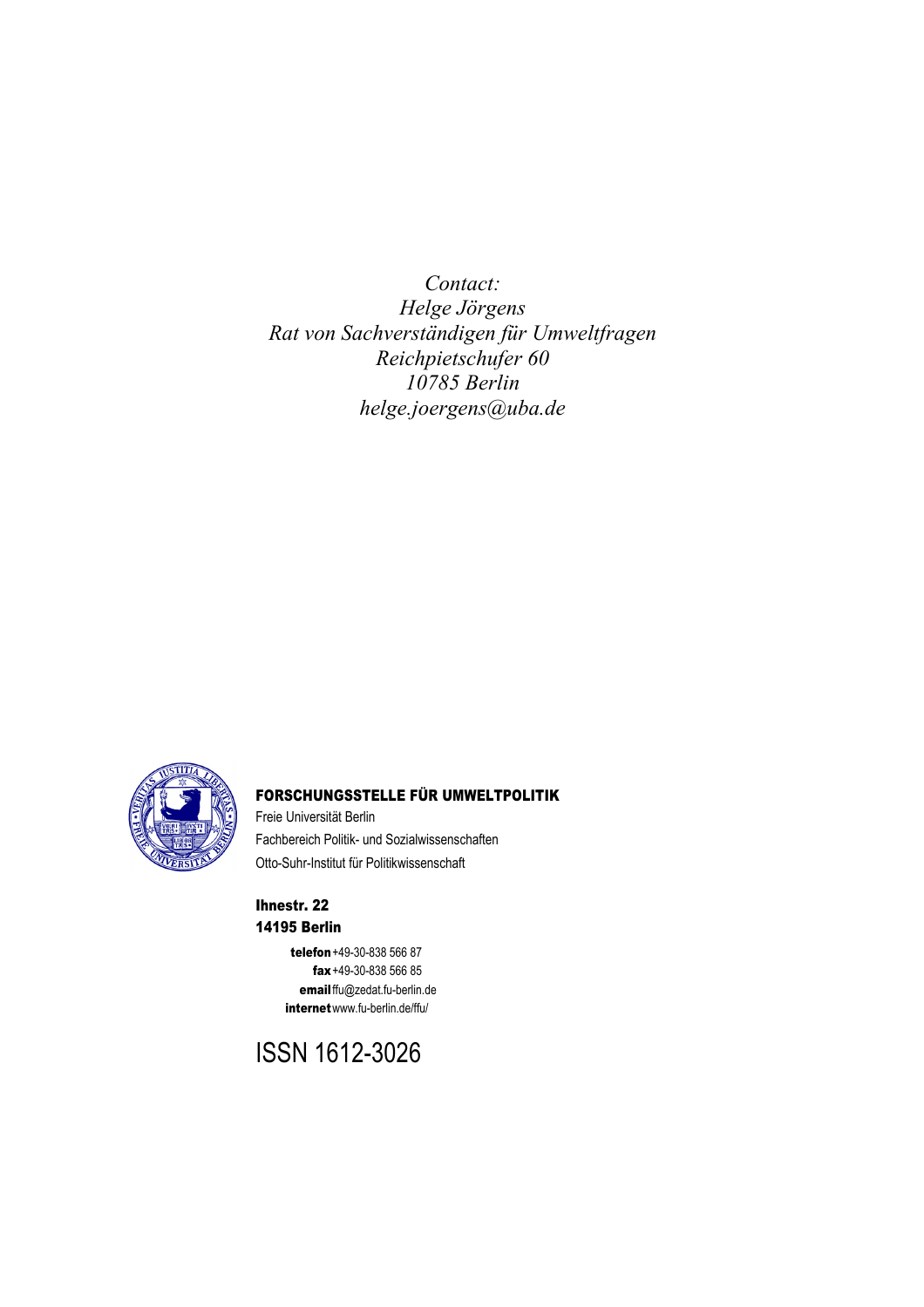*Contact:*
*Helge Jörgens*
*Rat von Sachverständigen für Umweltfragen*
*Reichpietschufer 60*
*10785 Berlin*
*helge.joergens@uba.de*

**FORSCHUNGSSTELLE FÜR UMWELTPOLITIK**
Freie Universität Berlin
Fachbereich Politik- und Sozialwissenschaften
Otto-Suhr-Institut für Politikwissenschaft

**Ihnestr. 22**
**14195 Berlin**

**telefon** +49-30-838 566 87
**fax** +49-30-838 566 85
**email** ffu@zedat.fu-berlin.de
**internet** www.fu-berlin.de/ffu/

ISSN 1612-3026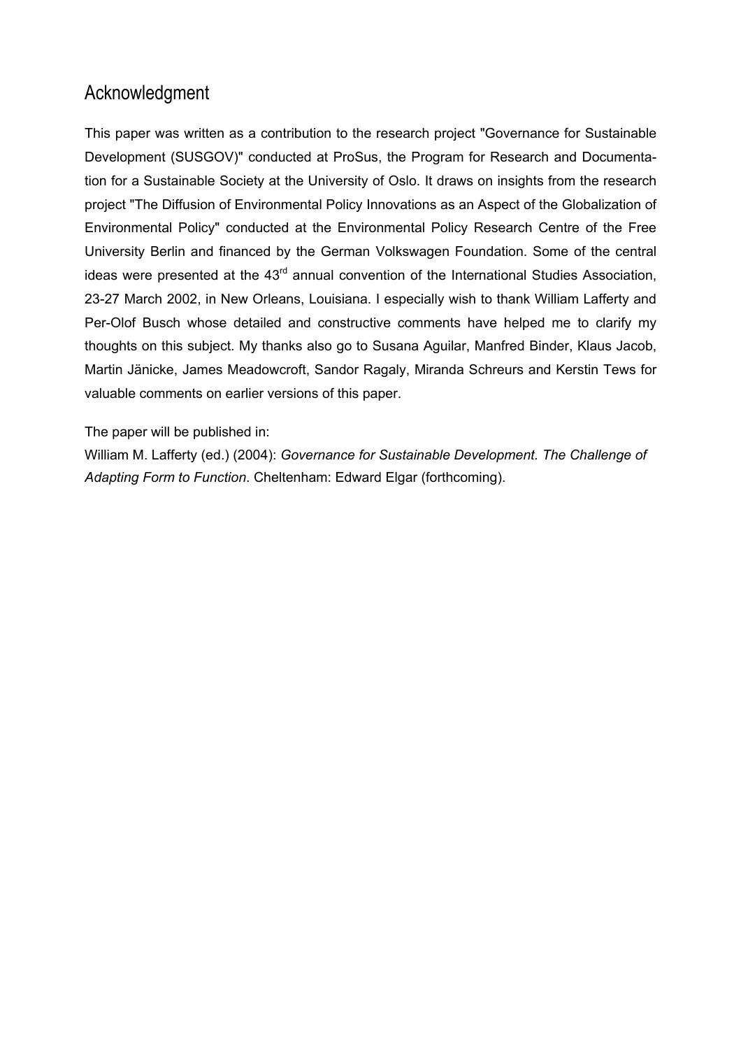## Acknowledgment

This paper was written as a contribution to the research project "Governance for Sustainable Development (SUSGOV)" conducted at ProSus, the Program for Research and Documentation for a Sustainable Society at the University of Oslo. It draws on insights from the research project "The Diffusion of Environmental Policy Innovations as an Aspect of the Globalization of Environmental Policy" conducted at the Environmental Policy Research Centre of the Free University Berlin and financed by the German Volkswagen Foundation. Some of the central ideas were presented at the 43rd annual convention of the International Studies Association, 23-27 March 2002, in New Orleans, Louisiana. I especially wish to thank William Lafferty and Per-Olof Busch whose detailed and constructive comments have helped me to clarify my thoughts on this subject. My thanks also go to Susana Aguilar, Manfred Binder, Klaus Jacob, Martin Jänicke, James Meadowcroft, Sandor Ragaly, Miranda Schreurs and Kerstin Tews for valuable comments on earlier versions of this paper.

The paper will be published in:
William M. Lafferty (ed.) (2004): *Governance for Sustainable Development. The Challenge of Adapting Form to Function*. Cheltenham: Edward Elgar (forthcoming).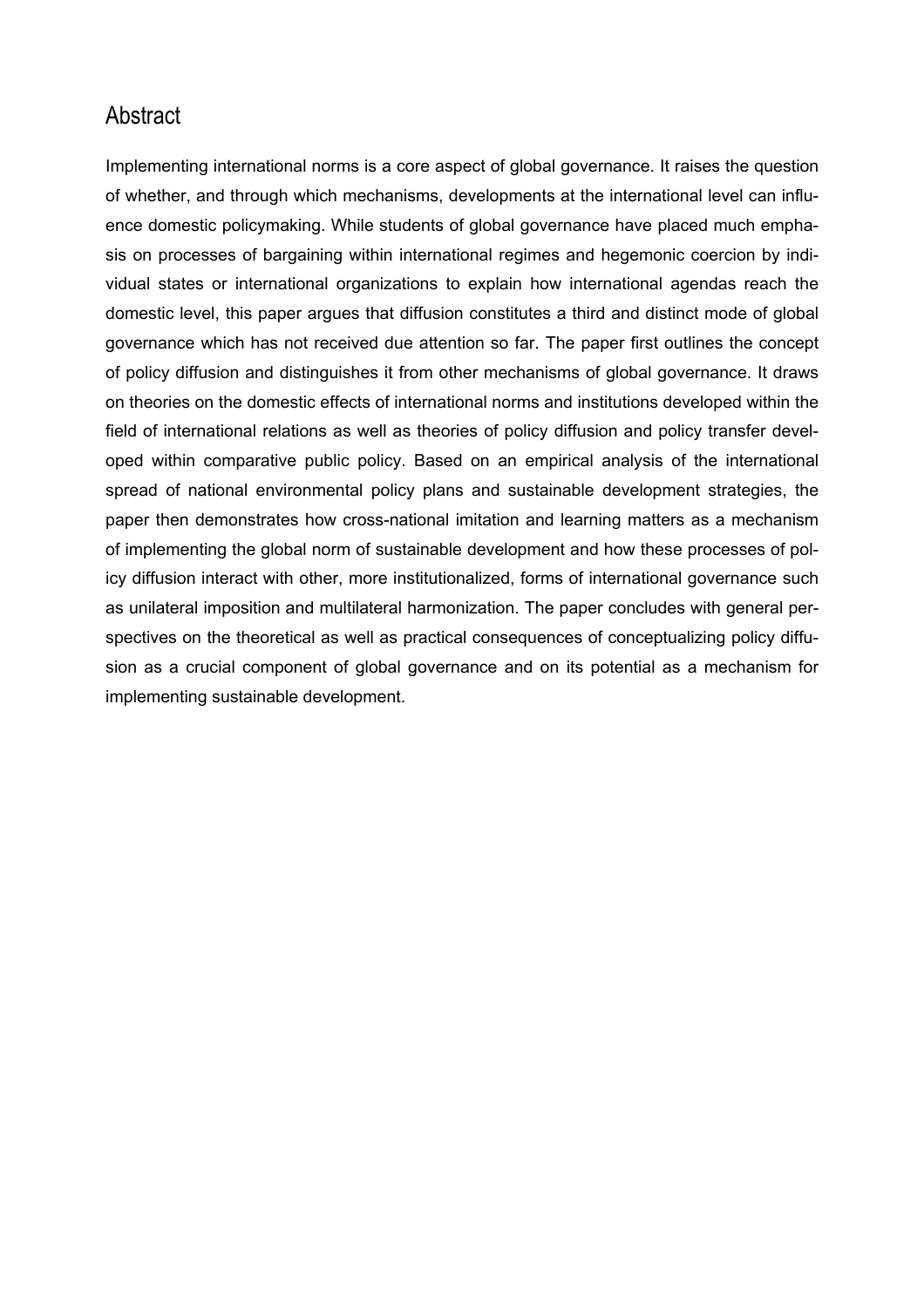## Abstract

Implementing international norms is a core aspect of global governance. It raises the question of whether, and through which mechanisms, developments at the international level can influence domestic policymaking. While students of global governance have placed much emphasis on processes of bargaining within international regimes and hegemonic coercion by individual states or international organizations to explain how international agendas reach the domestic level, this paper argues that diffusion constitutes a third and distinct mode of global governance which has not received due attention so far. The paper first outlines the concept of policy diffusion and distinguishes it from other mechanisms of global governance. It draws on theories on the domestic effects of international norms and institutions developed within the field of international relations as well as theories of policy diffusion and policy transfer developed within comparative public policy. Based on an empirical analysis of the international spread of national environmental policy plans and sustainable development strategies, the paper then demonstrates how cross-national imitation and learning matters as a mechanism of implementing the global norm of sustainable development and how these processes of policy diffusion interact with other, more institutionalized, forms of international governance such as unilateral imposition and multilateral harmonization. The paper concludes with general perspectives on the theoretical as well as practical consequences of conceptualizing policy diffusion as a crucial component of global governance and on its potential as a mechanism for implementing sustainable development.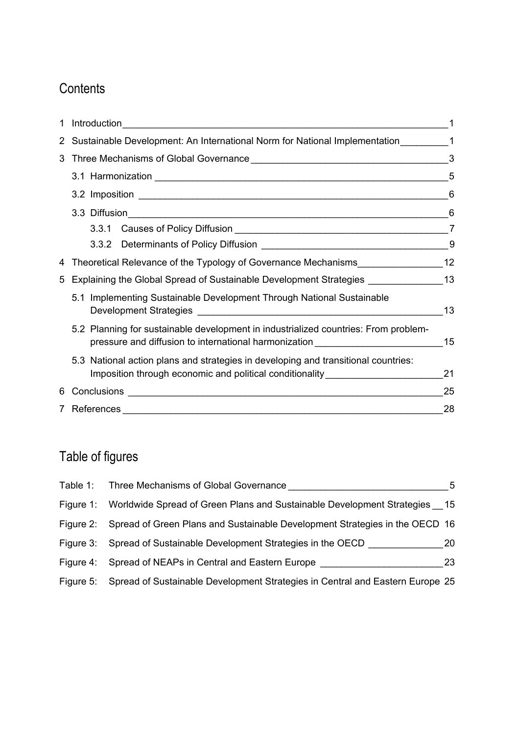## Contents

1 Introduction 1

2 Sustainable Development: An International Norm for National Implementation 1

3 Three Mechanisms of Global Governance 3

- 3.1 Harmonization 5
- 3.2 Imposition 6
- 3.3 Diffusion 6
  - 3.3.1 Causes of Policy Diffusion 7
  - 3.3.2 Determinants of Policy Diffusion 9

4 Theoretical Relevance of the Typology of Governance Mechanisms 12

5 Explaining the Global Spread of Sustainable Development Strategies 13

- 5.1 Implementing Sustainable Development Through National Sustainable Development Strategies 13
- 5.2 Planning for sustainable development in industrialized countries: From problem-pressure and diffusion to international harmonization 15
- 5.3 National action plans and strategies in developing and transitional countries: Imposition through economic and political conditionality 21

6 Conclusions 25

7 References 28

## Table of figures

Table 1: Three Mechanisms of Global Governance 5

Figure 1: Worldwide Spread of Green Plans and Sustainable Development Strategies 15

Figure 2: Spread of Green Plans and Sustainable Development Strategies in the OECD 16

Figure 3: Spread of Sustainable Development Strategies in the OECD 20

Figure 4: Spread of NEAPs in Central and Eastern Europe 23

Figure 5: Spread of Sustainable Development Strategies in Central and Eastern Europe 25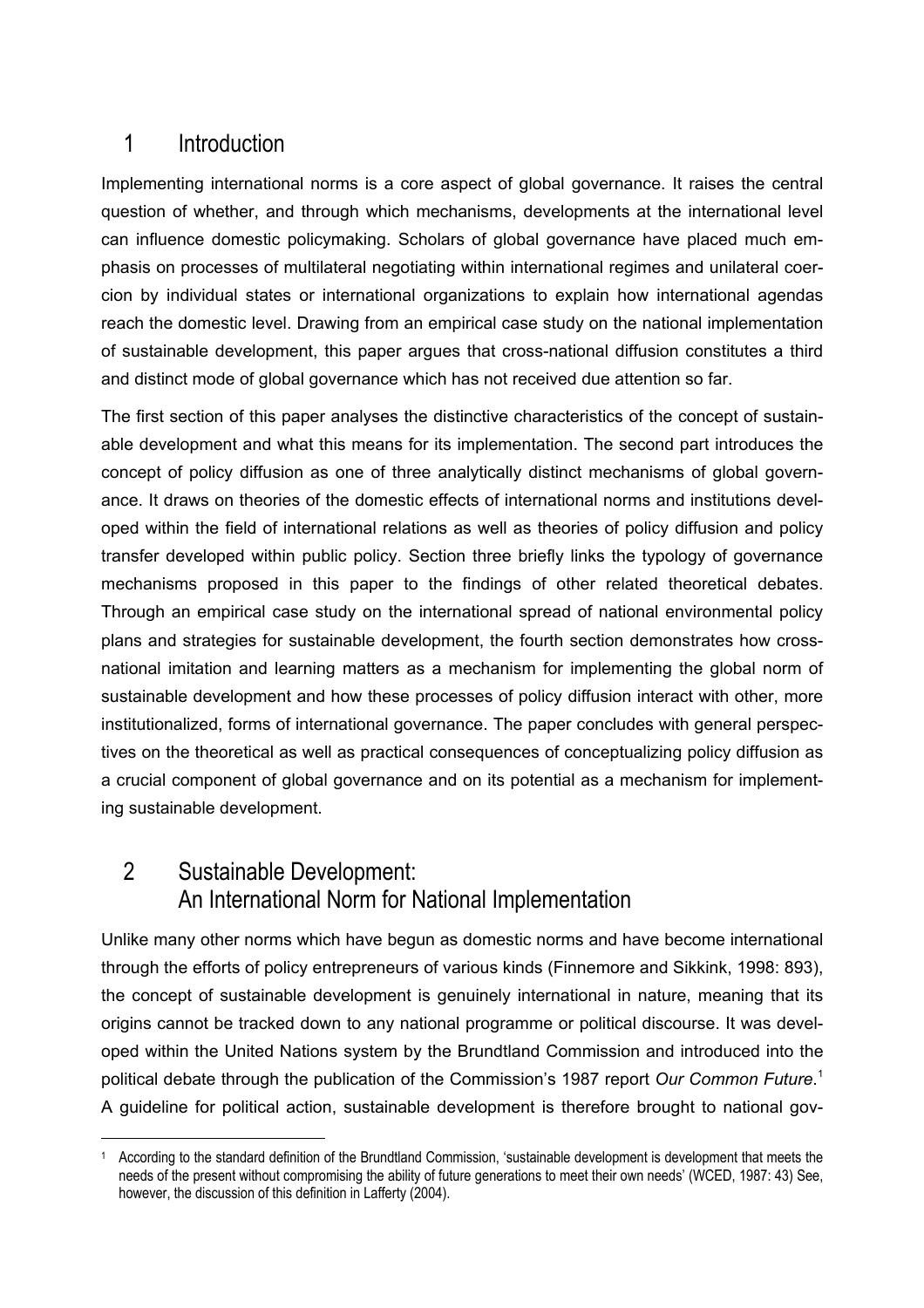# 1 Introduction

Implementing international norms is a core aspect of global governance. It raises the central question of whether, and through which mechanisms, developments at the international level can influence domestic policymaking. Scholars of global governance have placed much emphasis on processes of multilateral negotiating within international regimes and unilateral coercion by individual states or international organizations to explain how international agendas reach the domestic level. Drawing from an empirical case study on the national implementation of sustainable development, this paper argues that cross-national diffusion constitutes a third and distinct mode of global governance which has not received due attention so far.

The first section of this paper analyses the distinctive characteristics of the concept of sustainable development and what this means for its implementation. The second part introduces the concept of policy diffusion as one of three analytically distinct mechanisms of global governance. It draws on theories of the domestic effects of international norms and institutions developed within the field of international relations as well as theories of policy diffusion and policy transfer developed within public policy. Section three briefly links the typology of governance mechanisms proposed in this paper to the findings of other related theoretical debates. Through an empirical case study on the international spread of national environmental policy plans and strategies for sustainable development, the fourth section demonstrates how cross-national imitation and learning matters as a mechanism for implementing the global norm of sustainable development and how these processes of policy diffusion interact with other, more institutionalized, forms of international governance. The paper concludes with general perspectives on the theoretical as well as practical consequences of conceptualizing policy diffusion as a crucial component of global governance and on its potential as a mechanism for implementing sustainable development.

# 2 Sustainable Development: An International Norm for National Implementation

Unlike many other norms which have begun as domestic norms and have become international through the efforts of policy entrepreneurs of various kinds (Finnemore and Sikkink, 1998: 893), the concept of sustainable development is genuinely international in nature, meaning that its origins cannot be tracked down to any national programme or political discourse. It was developed within the United Nations system by the Brundtland Commission and introduced into the political debate through the publication of the Commission's 1987 report *Our Common Future*.[1] A guideline for political action, sustainable development is therefore brought to national gov-

[1] According to the standard definition of the Brundtland Commission, 'sustainable development is development that meets the needs of the present without compromising the ability of future generations to meet their own needs' (WCED, 1987: 43) See, however, the discussion of this definition in Lafferty (2004).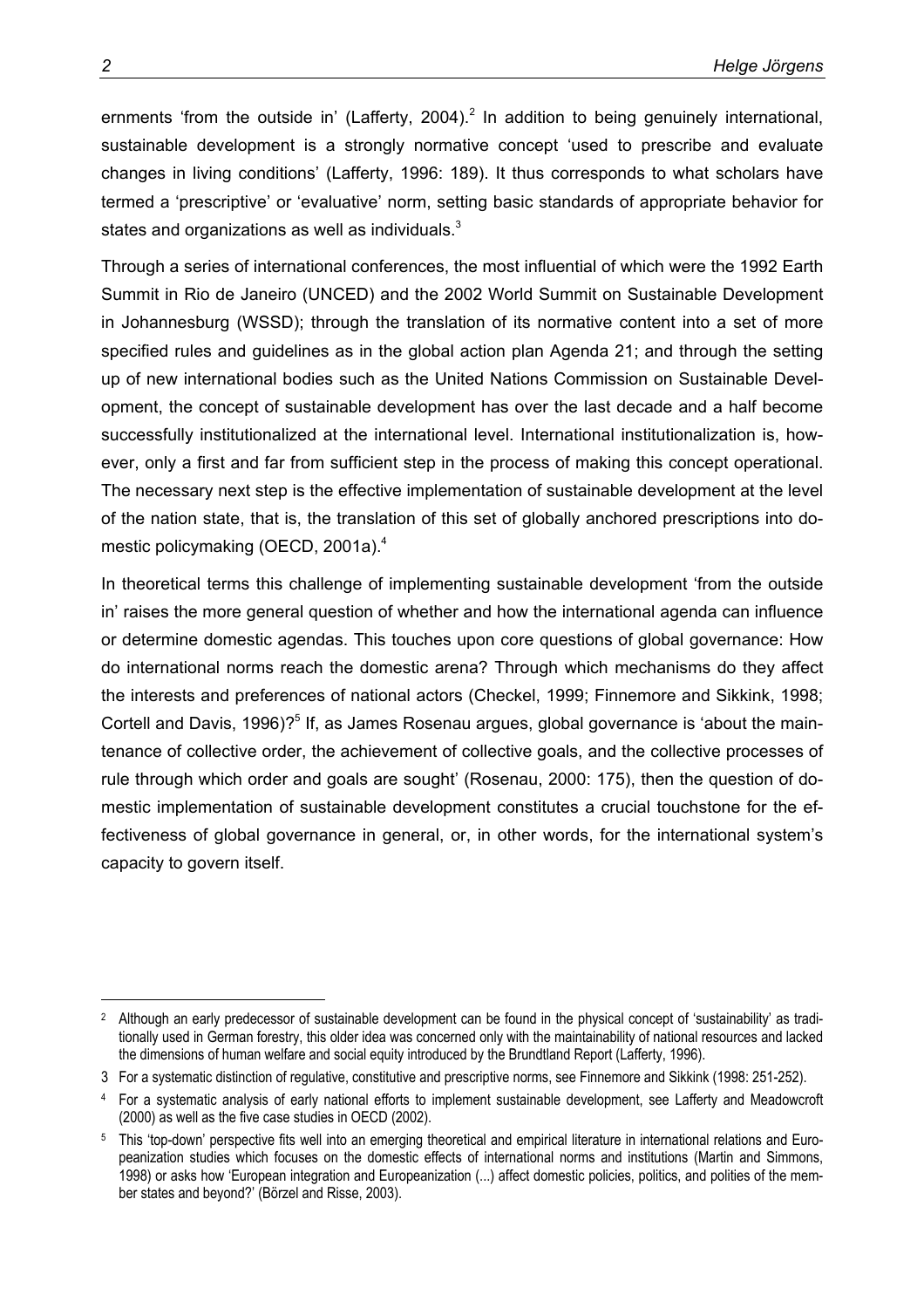ernments 'from the outside in' (Lafferty, 2004).[2] In addition to being genuinely international, sustainable development is a strongly normative concept 'used to prescribe and evaluate changes in living conditions' (Lafferty, 1996: 189). It thus corresponds to what scholars have termed a 'prescriptive' or 'evaluative' norm, setting basic standards of appropriate behavior for states and organizations as well as individuals.[3]

Through a series of international conferences, the most influential of which were the 1992 Earth Summit in Rio de Janeiro (UNCED) and the 2002 World Summit on Sustainable Development in Johannesburg (WSSD); through the translation of its normative content into a set of more specified rules and guidelines as in the global action plan Agenda 21; and through the setting up of new international bodies such as the United Nations Commission on Sustainable Development, the concept of sustainable development has over the last decade and a half become successfully institutionalized at the international level. International institutionalization is, however, only a first and far from sufficient step in the process of making this concept operational. The necessary next step is the effective implementation of sustainable development at the level of the nation state, that is, the translation of this set of globally anchored prescriptions into domestic policymaking (OECD, 2001a).[4]

In theoretical terms this challenge of implementing sustainable development 'from the outside in' raises the more general question of whether and how the international agenda can influence or determine domestic agendas. This touches upon core questions of global governance: How do international norms reach the domestic arena? Through which mechanisms do they affect the interests and preferences of national actors (Checkel, 1999; Finnemore and Sikkink, 1998; Cortell and Davis, 1996)?[5] If, as James Rosenau argues, global governance is 'about the maintenance of collective order, the achievement of collective goals, and the collective processes of rule through which order and goals are sought' (Rosenau, 2000: 175), then the question of domestic implementation of sustainable development constitutes a crucial touchstone for the effectiveness of global governance in general, or, in other words, for the international system's capacity to govern itself.

---

[2] Although an early predecessor of sustainable development can be found in the physical concept of 'sustainability' as traditionally used in German forestry, this older idea was concerned only with the maintainability of national resources and lacked the dimensions of human welfare and social equity introduced by the Brundtland Report (Lafferty, 1996).

[3] For a systematic distinction of regulative, constitutive and prescriptive norms, see Finnemore and Sikkink (1998: 251-252).

[4] For a systematic analysis of early national efforts to implement sustainable development, see Lafferty and Meadowcroft (2000) as well as the five case studies in OECD (2002).

[5] This 'top-down' perspective fits well into an emerging theoretical and empirical literature in international relations and Europeanization studies which focuses on the domestic effects of international norms and institutions (Martin and Simmons, 1998) or asks how 'European integration and Europeanization (...) affect domestic policies, politics, and polities of the member states and beyond?' (Börzel and Risse, 2003).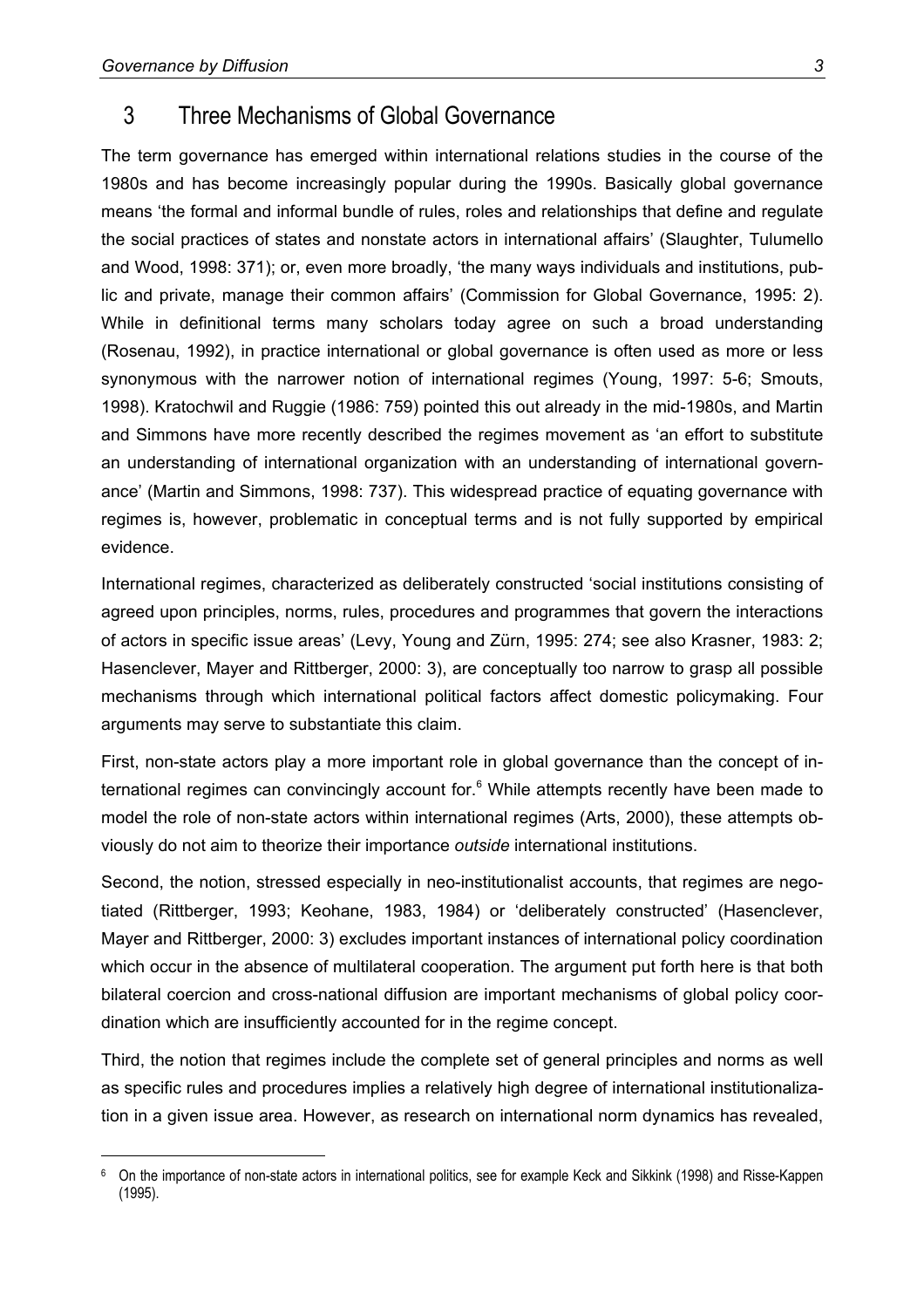## 3 Three Mechanisms of Global Governance

The term governance has emerged within international relations studies in the course of the 1980s and has become increasingly popular during the 1990s. Basically global governance means 'the formal and informal bundle of rules, roles and relationships that define and regulate the social practices of states and nonstate actors in international affairs' (Slaughter, Tulumello and Wood, 1998: 371); or, even more broadly, 'the many ways individuals and institutions, public and private, manage their common affairs' (Commission for Global Governance, 1995: 2). While in definitional terms many scholars today agree on such a broad understanding (Rosenau, 1992), in practice international or global governance is often used as more or less synonymous with the narrower notion of international regimes (Young, 1997: 5-6; Smouts, 1998). Kratochwil and Ruggie (1986: 759) pointed this out already in the mid-1980s, and Martin and Simmons have more recently described the regimes movement as 'an effort to substitute an understanding of international organization with an understanding of international governance' (Martin and Simmons, 1998: 737). This widespread practice of equating governance with regimes is, however, problematic in conceptual terms and is not fully supported by empirical evidence.

International regimes, characterized as deliberately constructed 'social institutions consisting of agreed upon principles, norms, rules, procedures and programmes that govern the interactions of actors in specific issue areas' (Levy, Young and Zürn, 1995: 274; see also Krasner, 1983: 2; Hasenclever, Mayer and Rittberger, 2000: 3), are conceptually too narrow to grasp all possible mechanisms through which international political factors affect domestic policymaking. Four arguments may serve to substantiate this claim.

First, non-state actors play a more important role in global governance than the concept of international regimes can convincingly account for.[6] While attempts recently have been made to model the role of non-state actors within international regimes (Arts, 2000), these attempts obviously do not aim to theorize their importance *outside* international institutions.

Second, the notion, stressed especially in neo-institutionalist accounts, that regimes are negotiated (Rittberger, 1993; Keohane, 1983, 1984) or 'deliberately constructed' (Hasenclever, Mayer and Rittberger, 2000: 3) excludes important instances of international policy coordination which occur in the absence of multilateral cooperation. The argument put forth here is that both bilateral coercion and cross-national diffusion are important mechanisms of global policy coordination which are insufficiently accounted for in the regime concept.

Third, the notion that regimes include the complete set of general principles and norms as well as specific rules and procedures implies a relatively high degree of international institutionalization in a given issue area. However, as research on international norm dynamics has revealed,

[6] On the importance of non-state actors in international politics, see for example Keck and Sikkink (1998) and Risse-Kappen (1995).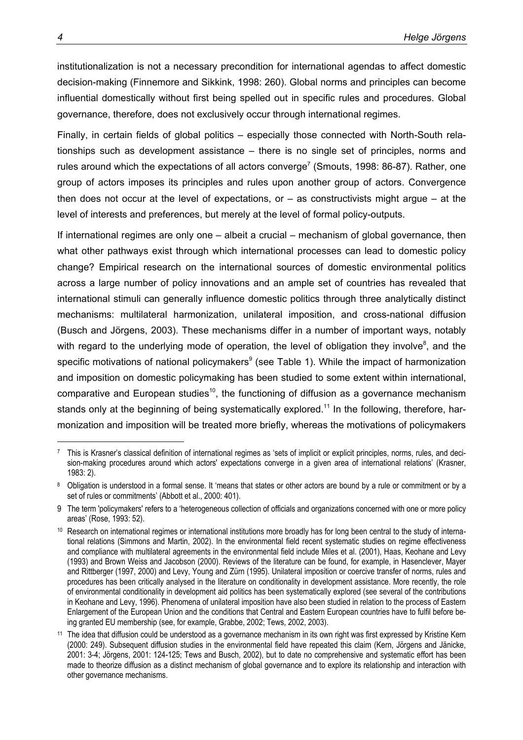institutionalization is not a necessary precondition for international agendas to affect domestic decision-making (Finnemore and Sikkink, 1998: 260). Global norms and principles can become influential domestically without first being spelled out in specific rules and procedures. Global governance, therefore, does not exclusively occur through international regimes.

Finally, in certain fields of global politics – especially those connected with North-South relationships such as development assistance – there is no single set of principles, norms and rules around which the expectations of all actors converge[7] (Smouts, 1998: 86-87). Rather, one group of actors imposes its principles and rules upon another group of actors. Convergence then does not occur at the level of expectations, or – as constructivists might argue – at the level of interests and preferences, but merely at the level of formal policy-outputs.

If international regimes are only one – albeit a crucial – mechanism of global governance, then what other pathways exist through which international processes can lead to domestic policy change? Empirical research on the international sources of domestic environmental politics across a large number of policy innovations and an ample set of countries has revealed that international stimuli can generally influence domestic politics through three analytically distinct mechanisms: multilateral harmonization, unilateral imposition, and cross-national diffusion (Busch and Jörgens, 2003). These mechanisms differ in a number of important ways, notably with regard to the underlying mode of operation, the level of obligation they involve[8], and the specific motivations of national policymakers[9] (see Table 1). While the impact of harmonization and imposition on domestic policymaking has been studied to some extent within international, comparative and European studies[10], the functioning of diffusion as a governance mechanism stands only at the beginning of being systematically explored.[11] In the following, therefore, harmonization and imposition will be treated more briefly, whereas the motivations of policymakers

---

[7] This is Krasner's classical definition of international regimes as 'sets of implicit or explicit principles, norms, rules, and decision-making procedures around which actors' expectations converge in a given area of international relations' (Krasner, 1983: 2).

[8] Obligation is understood in a formal sense. It 'means that states or other actors are bound by a rule or commitment or by a set of rules or commitments' (Abbott et al., 2000: 401).

[9] The term 'policymakers' refers to a 'heterogeneous collection of officials and organizations concerned with one or more policy areas' (Rose, 1993: 52).

[10] Research on international regimes or international institutions more broadly has for long been central to the study of international relations (Simmons and Martin, 2002). In the environmental field recent systematic studies on regime effectiveness and compliance with multilateral agreements in the environmental field include Miles et al. (2001), Haas, Keohane and Levy (1993) and Brown Weiss and Jacobson (2000). Reviews of the literature can be found, for example, in Hasenclever, Mayer and Rittberger (1997, 2000) and Levy, Young and Zürn (1995). Unilateral imposition or coercive transfer of norms, rules and procedures has been critically analysed in the literature on conditionality in development assistance. More recently, the role of environmental conditionality in development aid politics has been systematically explored (see several of the contributions in Keohane and Levy, 1996). Phenomena of unilateral imposition have also been studied in relation to the process of Eastern Enlargement of the European Union and the conditions that Central and Eastern European countries have to fulfil before being granted EU membership (see, for example, Grabbe, 2002; Tews, 2002, 2003).

[11] The idea that diffusion could be understood as a governance mechanism in its own right was first expressed by Kristine Kern (2000: 249). Subsequent diffusion studies in the environmental field have repeated this claim (Kern, Jörgens and Jänicke, 2001: 3-4; Jörgens, 2001: 124-125; Tews and Busch, 2002), but to date no comprehensive and systematic effort has been made to theorize diffusion as a distinct mechanism of global governance and to explore its relationship and interaction with other governance mechanisms.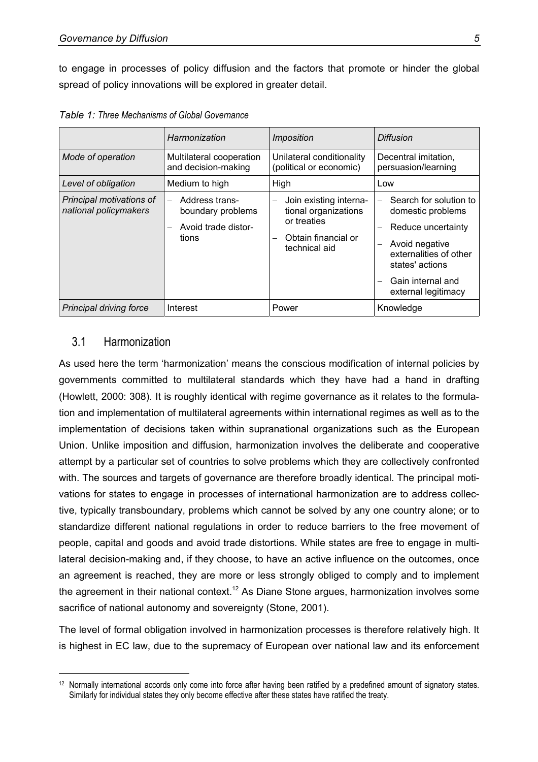to engage in processes of policy diffusion and the factors that promote or hinder the global spread of policy innovations will be explored in greater detail.

*Table 1: Three Mechanisms of Global Governance*

| | *Harmonization* | *Imposition* | *Diffusion* |
| --- | --- | --- | --- |
| *Mode of operation* | Multilateral cooperation and decision-making | Unilateral conditionality (political or economic) | Decentral imitation, persuasion/learning |
| *Level of obligation* | Medium to high | High | Low |
| *Principal motivations of national policymakers* | – Address trans-boundary problems<br>– Avoid trade distortions | – Join existing international organizations or treaties<br>– Obtain financial or technical aid | – Search for solution to domestic problems<br>– Reduce uncertainty<br>– Avoid negative externalities of other states' actions<br>– Gain internal and external legitimacy |
| *Principal driving force* | Interest | Power | Knowledge |

## 3.1 Harmonization

As used here the term 'harmonization' means the conscious modification of internal policies by governments committed to multilateral standards which they have had a hand in drafting (Howlett, 2000: 308). It is roughly identical with regime governance as it relates to the formulation and implementation of multilateral agreements within international regimes as well as to the implementation of decisions taken within supranational organizations such as the European Union. Unlike imposition and diffusion, harmonization involves the deliberate and cooperative attempt by a particular set of countries to solve problems which they are collectively confronted with. The sources and targets of governance are therefore broadly identical. The principal motivations for states to engage in processes of international harmonization are to address collective, typically transboundary, problems which cannot be solved by any one country alone; or to standardize different national regulations in order to reduce barriers to the free movement of people, capital and goods and avoid trade distortions. While states are free to engage in multilateral decision-making and, if they choose, to have an active influence on the outcomes, once an agreement is reached, they are more or less strongly obliged to comply and to implement the agreement in their national context.[12] As Diane Stone argues, harmonization involves some sacrifice of national autonomy and sovereignty (Stone, 2001).

The level of formal obligation involved in harmonization processes is therefore relatively high. It is highest in EC law, due to the supremacy of European over national law and its enforcement

[12] Normally international accords only come into force after having been ratified by a predefined amount of signatory states. Similarly for individual states they only become effective after these states have ratified the treaty.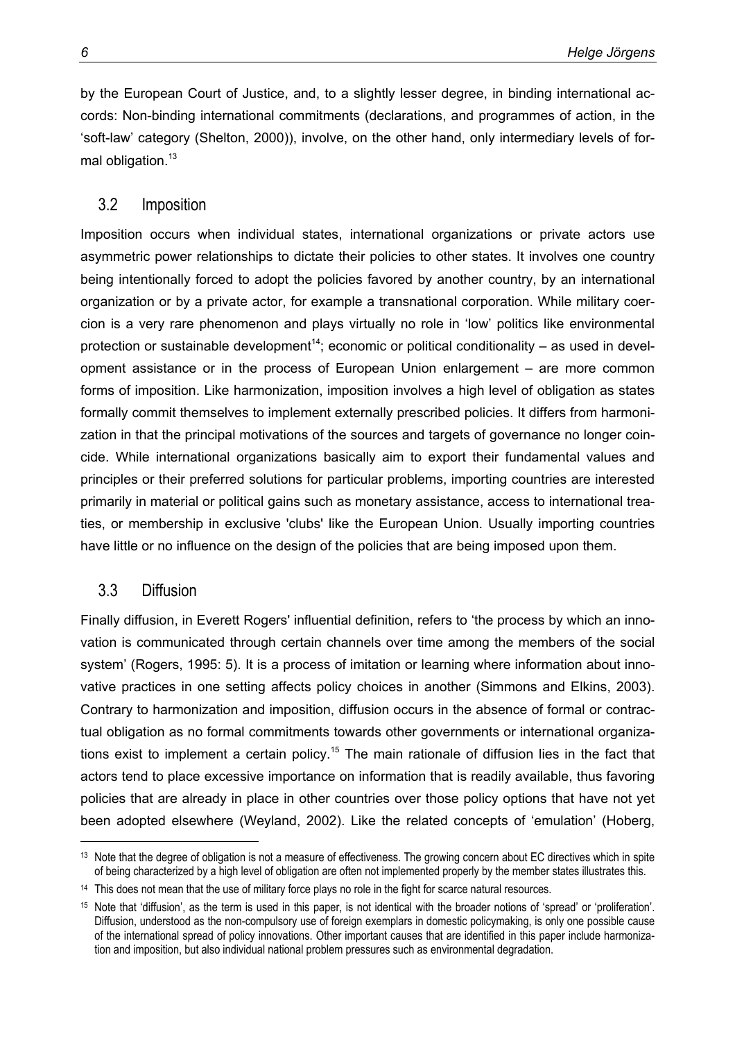by the European Court of Justice, and, to a slightly lesser degree, in binding international accords: Non-binding international commitments (declarations, and programmes of action, in the 'soft-law' category (Shelton, 2000)), involve, on the other hand, only intermediary levels of formal obligation.[13]

## 3.2 Imposition

Imposition occurs when individual states, international organizations or private actors use asymmetric power relationships to dictate their policies to other states. It involves one country being intentionally forced to adopt the policies favored by another country, by an international organization or by a private actor, for example a transnational corporation. While military coercion is a very rare phenomenon and plays virtually no role in 'low' politics like environmental protection or sustainable development[14]; economic or political conditionality – as used in development assistance or in the process of European Union enlargement – are more common forms of imposition. Like harmonization, imposition involves a high level of obligation as states formally commit themselves to implement externally prescribed policies. It differs from harmonization in that the principal motivations of the sources and targets of governance no longer coincide. While international organizations basically aim to export their fundamental values and principles or their preferred solutions for particular problems, importing countries are interested primarily in material or political gains such as monetary assistance, access to international treaties, or membership in exclusive 'clubs' like the European Union. Usually importing countries have little or no influence on the design of the policies that are being imposed upon them.

## 3.3 Diffusion

Finally diffusion, in Everett Rogers' influential definition, refers to 'the process by which an innovation is communicated through certain channels over time among the members of the social system' (Rogers, 1995: 5). It is a process of imitation or learning where information about innovative practices in one setting affects policy choices in another (Simmons and Elkins, 2003). Contrary to harmonization and imposition, diffusion occurs in the absence of formal or contractual obligation as no formal commitments towards other governments or international organizations exist to implement a certain policy.[15] The main rationale of diffusion lies in the fact that actors tend to place excessive importance on information that is readily available, thus favoring policies that are already in place in other countries over those policy options that have not yet been adopted elsewhere (Weyland, 2002). Like the related concepts of 'emulation' (Hoberg,

---

[13] Note that the degree of obligation is not a measure of effectiveness. The growing concern about EC directives which in spite of being characterized by a high level of obligation are often not implemented properly by the member states illustrates this.

[14] This does not mean that the use of military force plays no role in the fight for scarce natural resources.

[15] Note that 'diffusion', as the term is used in this paper, is not identical with the broader notions of 'spread' or 'proliferation'. Diffusion, understood as the non-compulsory use of foreign exemplars in domestic policymaking, is only one possible cause of the international spread of policy innovations. Other important causes that are identified in this paper include harmonization and imposition, but also individual national problem pressures such as environmental degradation.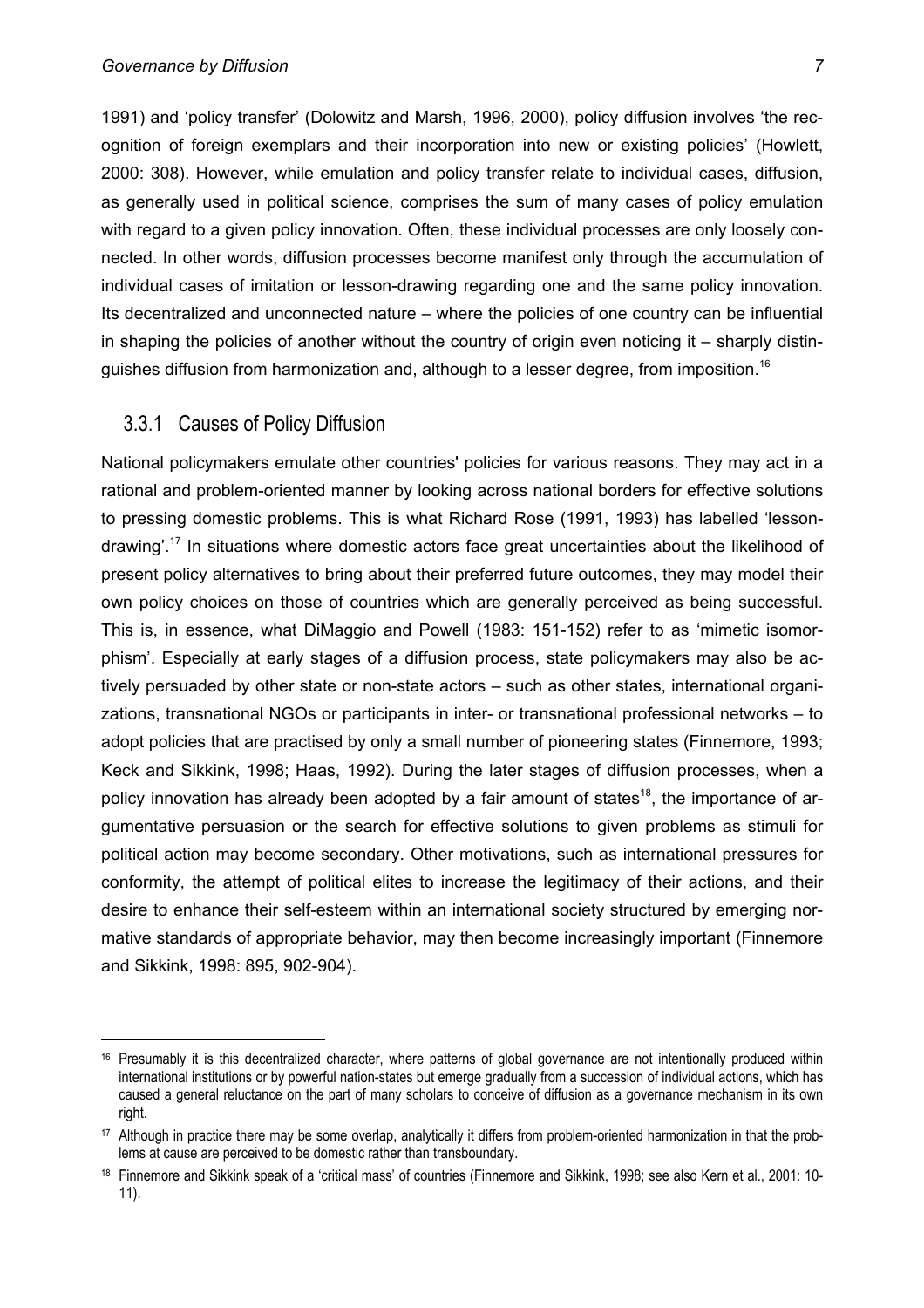1991) and 'policy transfer' (Dolowitz and Marsh, 1996, 2000), policy diffusion involves 'the recognition of foreign exemplars and their incorporation into new or existing policies' (Howlett, 2000: 308). However, while emulation and policy transfer relate to individual cases, diffusion, as generally used in political science, comprises the sum of many cases of policy emulation with regard to a given policy innovation. Often, these individual processes are only loosely connected. In other words, diffusion processes become manifest only through the accumulation of individual cases of imitation or lesson-drawing regarding one and the same policy innovation. Its decentralized and unconnected nature – where the policies of one country can be influential in shaping the policies of another without the country of origin even noticing it – sharply distinguishes diffusion from harmonization and, although to a lesser degree, from imposition.[16]

### 3.3.1 Causes of Policy Diffusion

National policymakers emulate other countries' policies for various reasons. They may act in a rational and problem-oriented manner by looking across national borders for effective solutions to pressing domestic problems. This is what Richard Rose (1991, 1993) has labelled 'lesson-drawing'.[17] In situations where domestic actors face great uncertainties about the likelihood of present policy alternatives to bring about their preferred future outcomes, they may model their own policy choices on those of countries which are generally perceived as being successful. This is, in essence, what DiMaggio and Powell (1983: 151-152) refer to as 'mimetic isomorphism'. Especially at early stages of a diffusion process, state policymakers may also be actively persuaded by other state or non-state actors – such as other states, international organizations, transnational NGOs or participants in inter- or transnational professional networks – to adopt policies that are practised by only a small number of pioneering states (Finnemore, 1993; Keck and Sikkink, 1998; Haas, 1992). During the later stages of diffusion processes, when a policy innovation has already been adopted by a fair amount of states[18], the importance of argumentative persuasion or the search for effective solutions to given problems as stimuli for political action may become secondary. Other motivations, such as international pressures for conformity, the attempt of political elites to increase the legitimacy of their actions, and their desire to enhance their self-esteem within an international society structured by emerging normative standards of appropriate behavior, may then become increasingly important (Finnemore and Sikkink, 1998: 895, 902-904).

---

[16] Presumably it is this decentralized character, where patterns of global governance are not intentionally produced within international institutions or by powerful nation-states but emerge gradually from a succession of individual actions, which has caused a general reluctance on the part of many scholars to conceive of diffusion as a governance mechanism in its own right.

[17] Although in practice there may be some overlap, analytically it differs from problem-oriented harmonization in that the problems at cause are perceived to be domestic rather than transboundary.

[18] Finnemore and Sikkink speak of a 'critical mass' of countries (Finnemore and Sikkink, 1998; see also Kern et al., 2001: 10-11).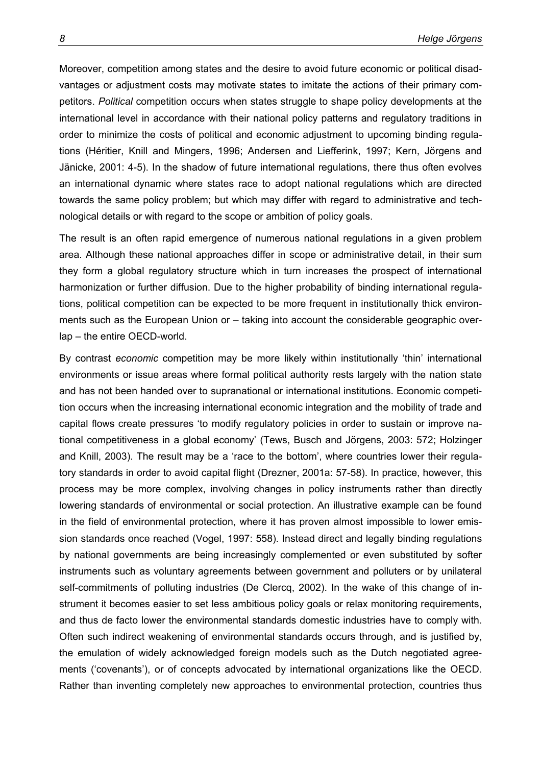Moreover, competition among states and the desire to avoid future economic or political disadvantages or adjustment costs may motivate states to imitate the actions of their primary competitors. *Political* competition occurs when states struggle to shape policy developments at the international level in accordance with their national policy patterns and regulatory traditions in order to minimize the costs of political and economic adjustment to upcoming binding regulations (Héritier, Knill and Mingers, 1996; Andersen and Liefferink, 1997; Kern, Jörgens and Jänicke, 2001: 4-5). In the shadow of future international regulations, there thus often evolves an international dynamic where states race to adopt national regulations which are directed towards the same policy problem; but which may differ with regard to administrative and technological details or with regard to the scope or ambition of policy goals.

The result is an often rapid emergence of numerous national regulations in a given problem area. Although these national approaches differ in scope or administrative detail, in their sum they form a global regulatory structure which in turn increases the prospect of international harmonization or further diffusion. Due to the higher probability of binding international regulations, political competition can be expected to be more frequent in institutionally thick environments such as the European Union or – taking into account the considerable geographic overlap – the entire OECD-world.

By contrast *economic* competition may be more likely within institutionally 'thin' international environments or issue areas where formal political authority rests largely with the nation state and has not been handed over to supranational or international institutions. Economic competition occurs when the increasing international economic integration and the mobility of trade and capital flows create pressures 'to modify regulatory policies in order to sustain or improve national competitiveness in a global economy' (Tews, Busch and Jörgens, 2003: 572; Holzinger and Knill, 2003). The result may be a 'race to the bottom', where countries lower their regulatory standards in order to avoid capital flight (Drezner, 2001a: 57-58). In practice, however, this process may be more complex, involving changes in policy instruments rather than directly lowering standards of environmental or social protection. An illustrative example can be found in the field of environmental protection, where it has proven almost impossible to lower emission standards once reached (Vogel, 1997: 558). Instead direct and legally binding regulations by national governments are being increasingly complemented or even substituted by softer instruments such as voluntary agreements between government and polluters or by unilateral self-commitments of polluting industries (De Clercq, 2002). In the wake of this change of instrument it becomes easier to set less ambitious policy goals or relax monitoring requirements, and thus de facto lower the environmental standards domestic industries have to comply with. Often such indirect weakening of environmental standards occurs through, and is justified by, the emulation of widely acknowledged foreign models such as the Dutch negotiated agreements ('covenants'), or of concepts advocated by international organizations like the OECD. Rather than inventing completely new approaches to environmental protection, countries thus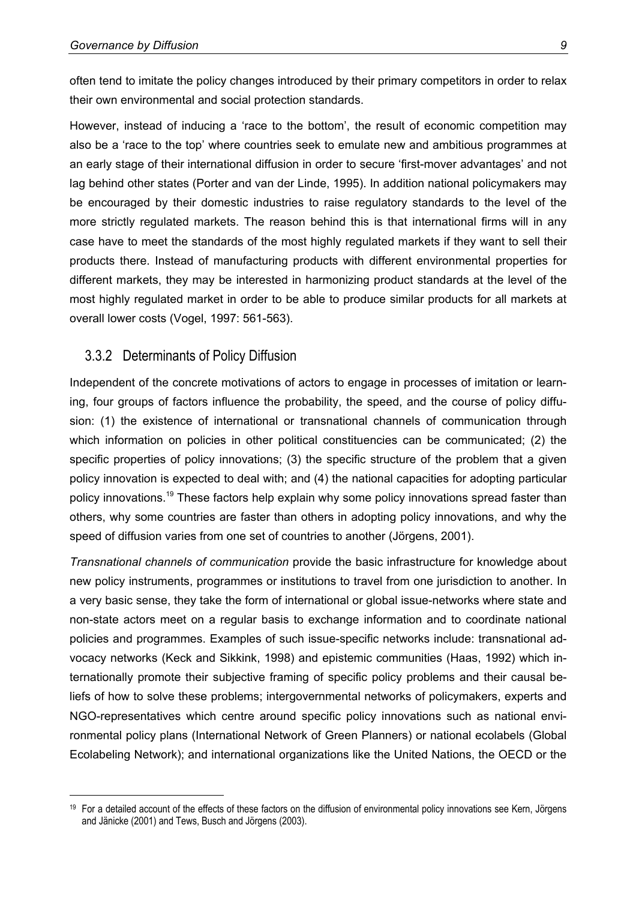often tend to imitate the policy changes introduced by their primary competitors in order to relax their own environmental and social protection standards.

However, instead of inducing a 'race to the bottom', the result of economic competition may also be a 'race to the top' where countries seek to emulate new and ambitious programmes at an early stage of their international diffusion in order to secure 'first-mover advantages' and not lag behind other states (Porter and van der Linde, 1995). In addition national policymakers may be encouraged by their domestic industries to raise regulatory standards to the level of the more strictly regulated markets. The reason behind this is that international firms will in any case have to meet the standards of the most highly regulated markets if they want to sell their products there. Instead of manufacturing products with different environmental properties for different markets, they may be interested in harmonizing product standards at the level of the most highly regulated market in order to be able to produce similar products for all markets at overall lower costs (Vogel, 1997: 561-563).

### 3.3.2 Determinants of Policy Diffusion

Independent of the concrete motivations of actors to engage in processes of imitation or learning, four groups of factors influence the probability, the speed, and the course of policy diffusion: (1) the existence of international or transnational channels of communication through which information on policies in other political constituencies can be communicated; (2) the specific properties of policy innovations; (3) the specific structure of the problem that a given policy innovation is expected to deal with; and (4) the national capacities for adopting particular policy innovations.[19] These factors help explain why some policy innovations spread faster than others, why some countries are faster than others in adopting policy innovations, and why the speed of diffusion varies from one set of countries to another (Jörgens, 2001).

*Transnational channels of communication* provide the basic infrastructure for knowledge about new policy instruments, programmes or institutions to travel from one jurisdiction to another. In a very basic sense, they take the form of international or global issue-networks where state and non-state actors meet on a regular basis to exchange information and to coordinate national policies and programmes. Examples of such issue-specific networks include: transnational advocacy networks (Keck and Sikkink, 1998) and epistemic communities (Haas, 1992) which internationally promote their subjective framing of specific policy problems and their causal beliefs of how to solve these problems; intergovernmental networks of policymakers, experts and NGO-representatives which centre around specific policy innovations such as national environmental policy plans (International Network of Green Planners) or national ecolabels (Global Ecolabeling Network); and international organizations like the United Nations, the OECD or the

[19] For a detailed account of the effects of these factors on the diffusion of environmental policy innovations see Kern, Jörgens and Jänicke (2001) and Tews, Busch and Jörgens (2003).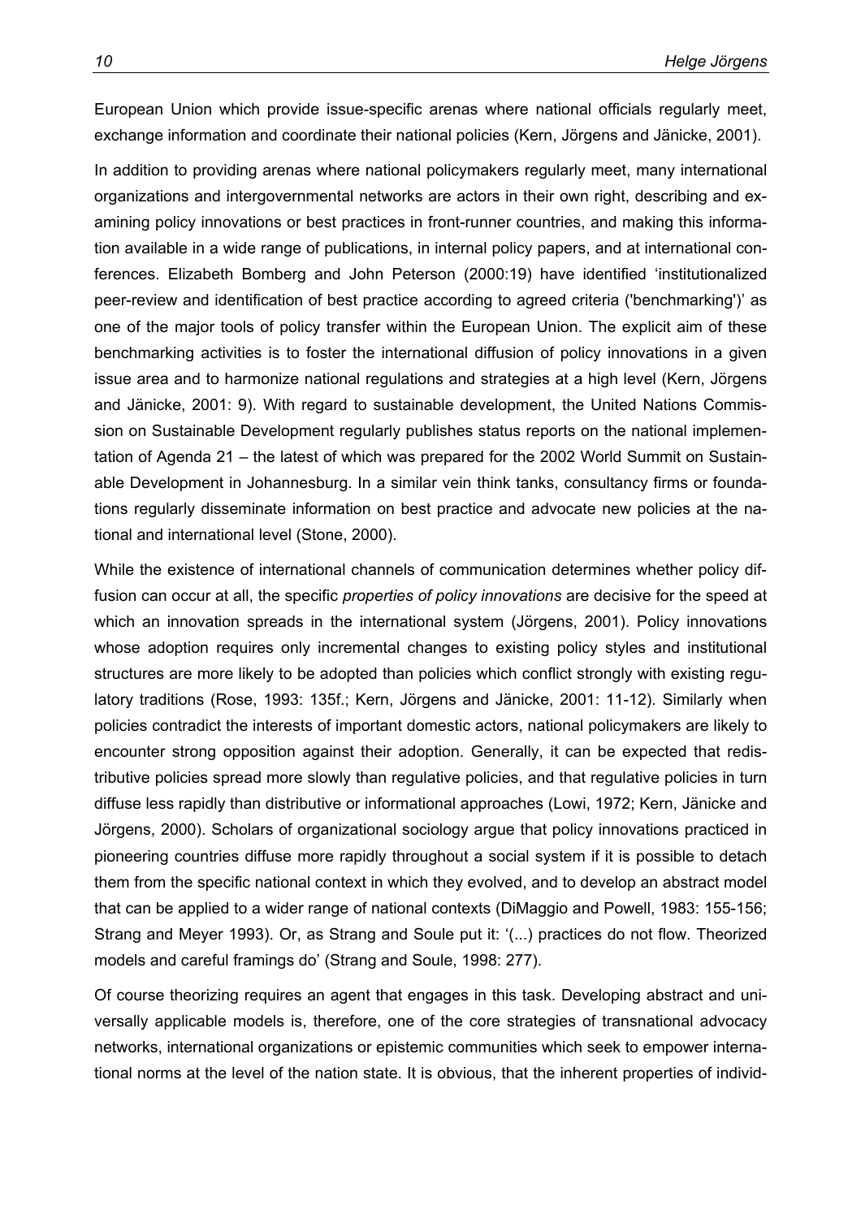European Union which provide issue-specific arenas where national officials regularly meet, exchange information and coordinate their national policies (Kern, Jörgens and Jänicke, 2001).

In addition to providing arenas where national policymakers regularly meet, many international organizations and intergovernmental networks are actors in their own right, describing and examining policy innovations or best practices in front-runner countries, and making this information available in a wide range of publications, in internal policy papers, and at international conferences. Elizabeth Bomberg and John Peterson (2000:19) have identified 'institutionalized peer-review and identification of best practice according to agreed criteria ('benchmarking')' as one of the major tools of policy transfer within the European Union. The explicit aim of these benchmarking activities is to foster the international diffusion of policy innovations in a given issue area and to harmonize national regulations and strategies at a high level (Kern, Jörgens and Jänicke, 2001: 9). With regard to sustainable development, the United Nations Commission on Sustainable Development regularly publishes status reports on the national implementation of Agenda 21 – the latest of which was prepared for the 2002 World Summit on Sustainable Development in Johannesburg. In a similar vein think tanks, consultancy firms or foundations regularly disseminate information on best practice and advocate new policies at the national and international level (Stone, 2000).

While the existence of international channels of communication determines whether policy diffusion can occur at all, the specific *properties of policy innovations* are decisive for the speed at which an innovation spreads in the international system (Jörgens, 2001). Policy innovations whose adoption requires only incremental changes to existing policy styles and institutional structures are more likely to be adopted than policies which conflict strongly with existing regulatory traditions (Rose, 1993: 135f.; Kern, Jörgens and Jänicke, 2001: 11-12). Similarly when policies contradict the interests of important domestic actors, national policymakers are likely to encounter strong opposition against their adoption. Generally, it can be expected that redistributive policies spread more slowly than regulative policies, and that regulative policies in turn diffuse less rapidly than distributive or informational approaches (Lowi, 1972; Kern, Jänicke and Jörgens, 2000). Scholars of organizational sociology argue that policy innovations practiced in pioneering countries diffuse more rapidly throughout a social system if it is possible to detach them from the specific national context in which they evolved, and to develop an abstract model that can be applied to a wider range of national contexts (DiMaggio and Powell, 1983: 155-156; Strang and Meyer 1993). Or, as Strang and Soule put it: '(...) practices do not flow. Theorized models and careful framings do' (Strang and Soule, 1998: 277).

Of course theorizing requires an agent that engages in this task. Developing abstract and universally applicable models is, therefore, one of the core strategies of transnational advocacy networks, international organizations or epistemic communities which seek to empower international norms at the level of the nation state. It is obvious, that the inherent properties of individ-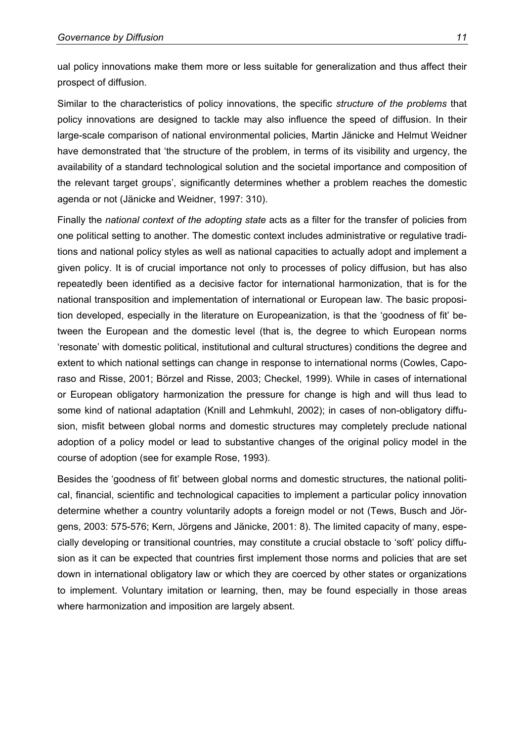ual policy innovations make them more or less suitable for generalization and thus affect their prospect of diffusion.

Similar to the characteristics of policy innovations, the specific *structure of the problems* that policy innovations are designed to tackle may also influence the speed of diffusion. In their large-scale comparison of national environmental policies, Martin Jänicke and Helmut Weidner have demonstrated that 'the structure of the problem, in terms of its visibility and urgency, the availability of a standard technological solution and the societal importance and composition of the relevant target groups', significantly determines whether a problem reaches the domestic agenda or not (Jänicke and Weidner, 1997: 310).

Finally the *national context of the adopting state* acts as a filter for the transfer of policies from one political setting to another. The domestic context includes administrative or regulative traditions and national policy styles as well as national capacities to actually adopt and implement a given policy. It is of crucial importance not only to processes of policy diffusion, but has also repeatedly been identified as a decisive factor for international harmonization, that is for the national transposition and implementation of international or European law. The basic proposition developed, especially in the literature on Europeanization, is that the 'goodness of fit' between the European and the domestic level (that is, the degree to which European norms 'resonate' with domestic political, institutional and cultural structures) conditions the degree and extent to which national settings can change in response to international norms (Cowles, Caporaso and Risse, 2001; Börzel and Risse, 2003; Checkel, 1999). While in cases of international or European obligatory harmonization the pressure for change is high and will thus lead to some kind of national adaptation (Knill and Lehmkuhl, 2002); in cases of non-obligatory diffusion, misfit between global norms and domestic structures may completely preclude national adoption of a policy model or lead to substantive changes of the original policy model in the course of adoption (see for example Rose, 1993).

Besides the 'goodness of fit' between global norms and domestic structures, the national political, financial, scientific and technological capacities to implement a particular policy innovation determine whether a country voluntarily adopts a foreign model or not (Tews, Busch and Jörgens, 2003: 575-576; Kern, Jörgens and Jänicke, 2001: 8). The limited capacity of many, especially developing or transitional countries, may constitute a crucial obstacle to 'soft' policy diffusion as it can be expected that countries first implement those norms and policies that are set down in international obligatory law or which they are coerced by other states or organizations to implement. Voluntary imitation or learning, then, may be found especially in those areas where harmonization and imposition are largely absent.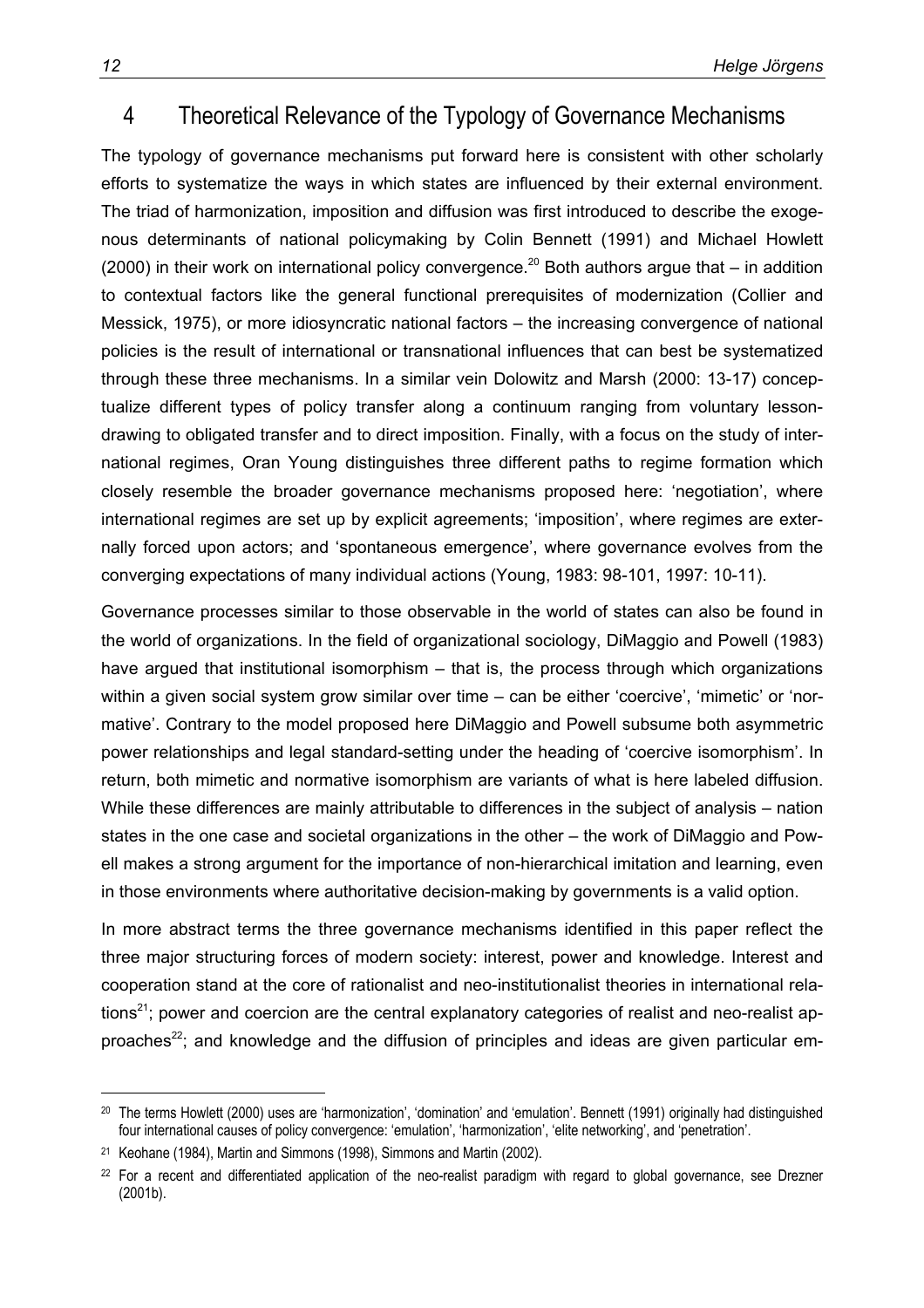## 4 Theoretical Relevance of the Typology of Governance Mechanisms

The typology of governance mechanisms put forward here is consistent with other scholarly efforts to systematize the ways in which states are influenced by their external environment. The triad of harmonization, imposition and diffusion was first introduced to describe the exogenous determinants of national policymaking by Colin Bennett (1991) and Michael Howlett (2000) in their work on international policy convergence.[20] Both authors argue that – in addition to contextual factors like the general functional prerequisites of modernization (Collier and Messick, 1975), or more idiosyncratic national factors – the increasing convergence of national policies is the result of international or transnational influences that can best be systematized through these three mechanisms. In a similar vein Dolowitz and Marsh (2000: 13-17) conceptualize different types of policy transfer along a continuum ranging from voluntary lesson-drawing to obligated transfer and to direct imposition. Finally, with a focus on the study of international regimes, Oran Young distinguishes three different paths to regime formation which closely resemble the broader governance mechanisms proposed here: 'negotiation', where international regimes are set up by explicit agreements; 'imposition', where regimes are externally forced upon actors; and 'spontaneous emergence', where governance evolves from the converging expectations of many individual actions (Young, 1983: 98-101, 1997: 10-11).

Governance processes similar to those observable in the world of states can also be found in the world of organizations. In the field of organizational sociology, DiMaggio and Powell (1983) have argued that institutional isomorphism – that is, the process through which organizations within a given social system grow similar over time – can be either 'coercive', 'mimetic' or 'normative'. Contrary to the model proposed here DiMaggio and Powell subsume both asymmetric power relationships and legal standard-setting under the heading of 'coercive isomorphism'. In return, both mimetic and normative isomorphism are variants of what is here labeled diffusion. While these differences are mainly attributable to differences in the subject of analysis – nation states in the one case and societal organizations in the other – the work of DiMaggio and Powell makes a strong argument for the importance of non-hierarchical imitation and learning, even in those environments where authoritative decision-making by governments is a valid option.

In more abstract terms the three governance mechanisms identified in this paper reflect the three major structuring forces of modern society: interest, power and knowledge. Interest and cooperation stand at the core of rationalist and neo-institutionalist theories in international relations[21]; power and coercion are the central explanatory categories of realist and neo-realist approaches[22]; and knowledge and the diffusion of principles and ideas are given particular em-

---

[20] The terms Howlett (2000) uses are 'harmonization', 'domination' and 'emulation'. Bennett (1991) originally had distinguished four international causes of policy convergence: 'emulation', 'harmonization', 'elite networking', and 'penetration'.

[21] Keohane (1984), Martin and Simmons (1998), Simmons and Martin (2002).

[22] For a recent and differentiated application of the neo-realist paradigm with regard to global governance, see Drezner (2001b).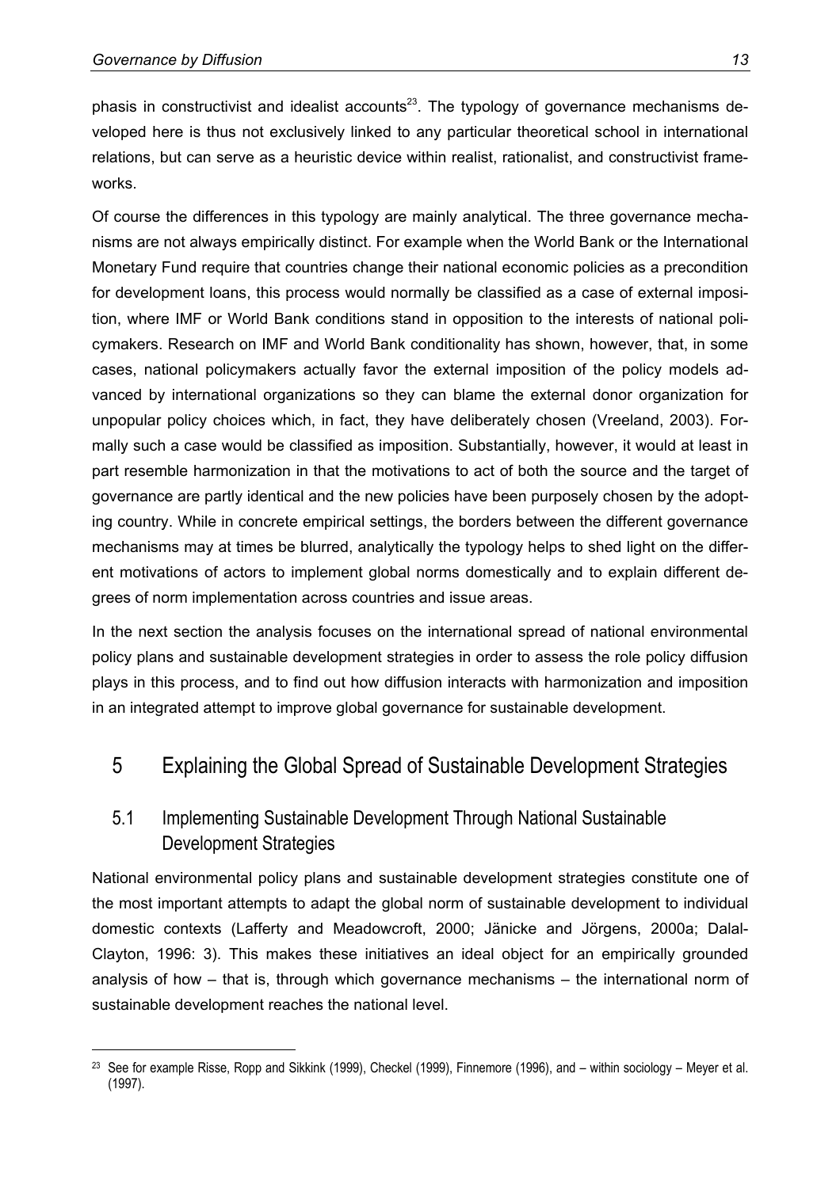phasis in constructivist and idealist accounts[23]. The typology of governance mechanisms developed here is thus not exclusively linked to any particular theoretical school in international relations, but can serve as a heuristic device within realist, rationalist, and constructivist frameworks.

Of course the differences in this typology are mainly analytical. The three governance mechanisms are not always empirically distinct. For example when the World Bank or the International Monetary Fund require that countries change their national economic policies as a precondition for development loans, this process would normally be classified as a case of external imposition, where IMF or World Bank conditions stand in opposition to the interests of national policymakers. Research on IMF and World Bank conditionality has shown, however, that, in some cases, national policymakers actually favor the external imposition of the policy models advanced by international organizations so they can blame the external donor organization for unpopular policy choices which, in fact, they have deliberately chosen (Vreeland, 2003). Formally such a case would be classified as imposition. Substantially, however, it would at least in part resemble harmonization in that the motivations to act of both the source and the target of governance are partly identical and the new policies have been purposely chosen by the adopting country. While in concrete empirical settings, the borders between the different governance mechanisms may at times be blurred, analytically the typology helps to shed light on the different motivations of actors to implement global norms domestically and to explain different degrees of norm implementation across countries and issue areas.

In the next section the analysis focuses on the international spread of national environmental policy plans and sustainable development strategies in order to assess the role policy diffusion plays in this process, and to find out how diffusion interacts with harmonization and imposition in an integrated attempt to improve global governance for sustainable development.

# 5 Explaining the Global Spread of Sustainable Development Strategies

## 5.1 Implementing Sustainable Development Through National Sustainable Development Strategies

National environmental policy plans and sustainable development strategies constitute one of the most important attempts to adapt the global norm of sustainable development to individual domestic contexts (Lafferty and Meadowcroft, 2000; Jänicke and Jörgens, 2000a; Dalal-Clayton, 1996: 3). This makes these initiatives an ideal object for an empirically grounded analysis of how – that is, through which governance mechanisms – the international norm of sustainable development reaches the national level.

[23] See for example Risse, Ropp and Sikkink (1999), Checkel (1999), Finnemore (1996), and – within sociology – Meyer et al. (1997).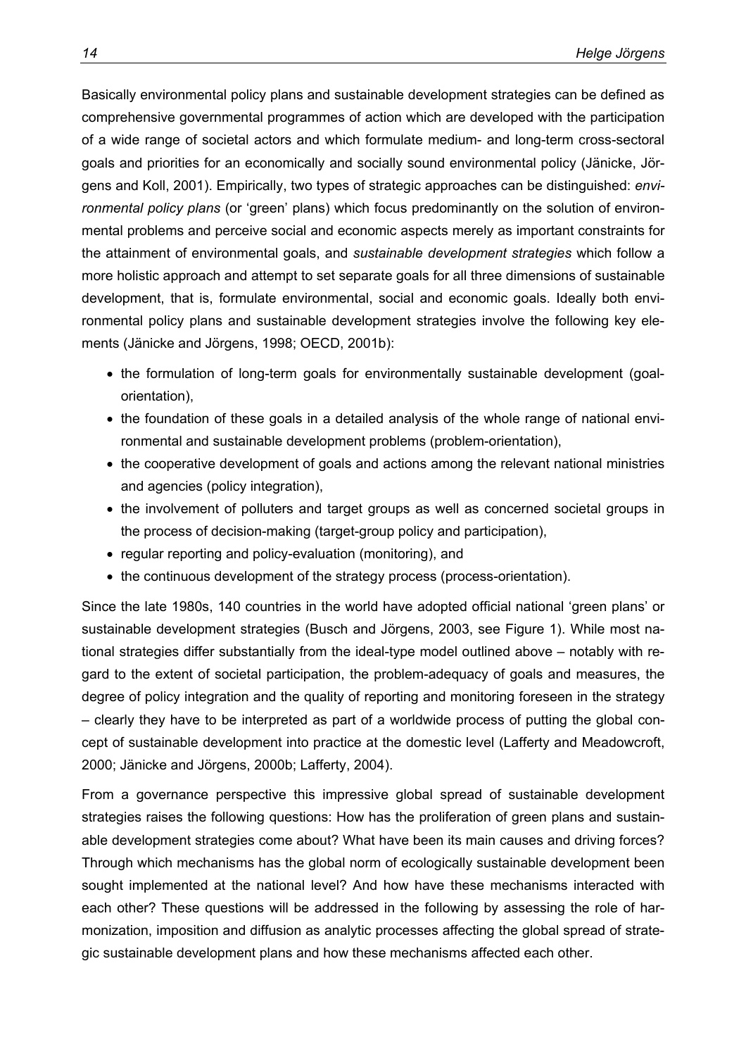Basically environmental policy plans and sustainable development strategies can be defined as comprehensive governmental programmes of action which are developed with the participation of a wide range of societal actors and which formulate medium- and long-term cross-sectoral goals and priorities for an economically and socially sound environmental policy (Jänicke, Jörgens and Koll, 2001). Empirically, two types of strategic approaches can be distinguished: *environmental policy plans* (or 'green' plans) which focus predominantly on the solution of environmental problems and perceive social and economic aspects merely as important constraints for the attainment of environmental goals, and *sustainable development strategies* which follow a more holistic approach and attempt to set separate goals for all three dimensions of sustainable development, that is, formulate environmental, social and economic goals. Ideally both environmental policy plans and sustainable development strategies involve the following key elements (Jänicke and Jörgens, 1998; OECD, 2001b):

- the formulation of long-term goals for environmentally sustainable development (goal-orientation),
- the foundation of these goals in a detailed analysis of the whole range of national environmental and sustainable development problems (problem-orientation),
- the cooperative development of goals and actions among the relevant national ministries and agencies (policy integration),
- the involvement of polluters and target groups as well as concerned societal groups in the process of decision-making (target-group policy and participation),
- regular reporting and policy-evaluation (monitoring), and
- the continuous development of the strategy process (process-orientation).

Since the late 1980s, 140 countries in the world have adopted official national 'green plans' or sustainable development strategies (Busch and Jörgens, 2003, see Figure 1). While most national strategies differ substantially from the ideal-type model outlined above – notably with regard to the extent of societal participation, the problem-adequacy of goals and measures, the degree of policy integration and the quality of reporting and monitoring foreseen in the strategy – clearly they have to be interpreted as part of a worldwide process of putting the global concept of sustainable development into practice at the domestic level (Lafferty and Meadowcroft, 2000; Jänicke and Jörgens, 2000b; Lafferty, 2004).

From a governance perspective this impressive global spread of sustainable development strategies raises the following questions: How has the proliferation of green plans and sustainable development strategies come about? What have been its main causes and driving forces? Through which mechanisms has the global norm of ecologically sustainable development been sought implemented at the national level? And how have these mechanisms interacted with each other? These questions will be addressed in the following by assessing the role of harmonization, imposition and diffusion as analytic processes affecting the global spread of strategic sustainable development plans and how these mechanisms affected each other.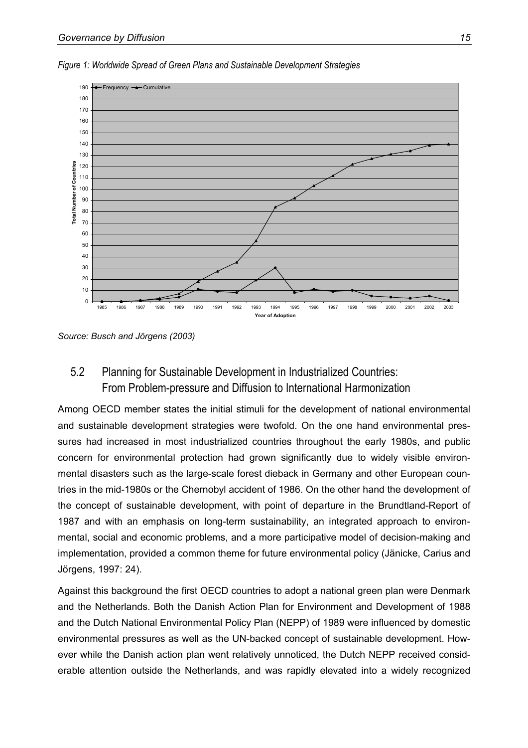*Figure 1: Worldwide Spread of Green Plans and Sustainable Development Strategies*

*Source: Busch and Jörgens (2003)*

## 5.2 Planning for Sustainable Development in Industrialized Countries: From Problem-pressure and Diffusion to International Harmonization

Among OECD member states the initial stimuli for the development of national environmental and sustainable development strategies were twofold. On the one hand environmental pressures had increased in most industrialized countries throughout the early 1980s, and public concern for environmental protection had grown significantly due to widely visible environmental disasters such as the large-scale forest dieback in Germany and other European countries in the mid-1980s or the Chernobyl accident of 1986. On the other hand the development of the concept of sustainable development, with point of departure in the Brundtland-Report of 1987 and with an emphasis on long-term sustainability, an integrated approach to environmental, social and economic problems, and a more participative model of decision-making and implementation, provided a common theme for future environmental policy (Jänicke, Carius and Jörgens, 1997: 24).

Against this background the first OECD countries to adopt a national green plan were Denmark and the Netherlands. Both the Danish Action Plan for Environment and Development of 1988 and the Dutch National Environmental Policy Plan (NEPP) of 1989 were influenced by domestic environmental pressures as well as the UN-backed concept of sustainable development. However while the Danish action plan went relatively unnoticed, the Dutch NEPP received considerable attention outside the Netherlands, and was rapidly elevated into a widely recognized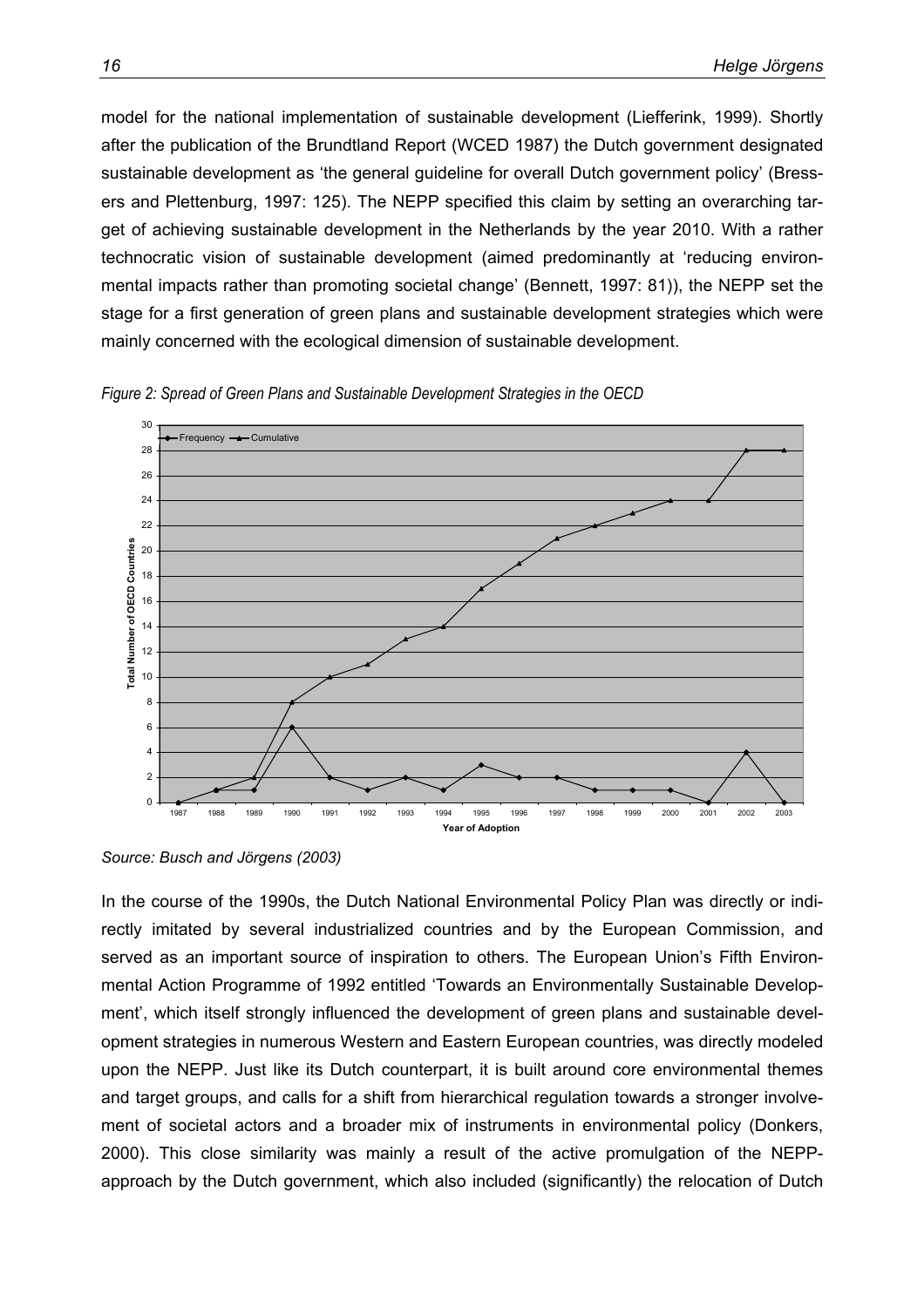model for the national implementation of sustainable development (Liefferink, 1999). Shortly after the publication of the Brundtland Report (WCED 1987) the Dutch government designated sustainable development as 'the general guideline for overall Dutch government policy' (Bressers and Plettenburg, 1997: 125). The NEPP specified this claim by setting an overarching target of achieving sustainable development in the Netherlands by the year 2010. With a rather technocratic vision of sustainable development (aimed predominantly at 'reducing environmental impacts rather than promoting societal change' (Bennett, 1997: 81)), the NEPP set the stage for a first generation of green plans and sustainable development strategies which were mainly concerned with the ecological dimension of sustainable development.

*Figure 2: Spread of Green Plans and Sustainable Development Strategies in the OECD*

*Source: Busch and Jörgens (2003)*

In the course of the 1990s, the Dutch National Environmental Policy Plan was directly or indirectly imitated by several industrialized countries and by the European Commission, and served as an important source of inspiration to others. The European Union's Fifth Environmental Action Programme of 1992 entitled 'Towards an Environmentally Sustainable Development', which itself strongly influenced the development of green plans and sustainable development strategies in numerous Western and Eastern European countries, was directly modeled upon the NEPP. Just like its Dutch counterpart, it is built around core environmental themes and target groups, and calls for a shift from hierarchical regulation towards a stronger involvement of societal actors and a broader mix of instruments in environmental policy (Donkers, 2000). This close similarity was mainly a result of the active promulgation of the NEPP-approach by the Dutch government, which also included (significantly) the relocation of Dutch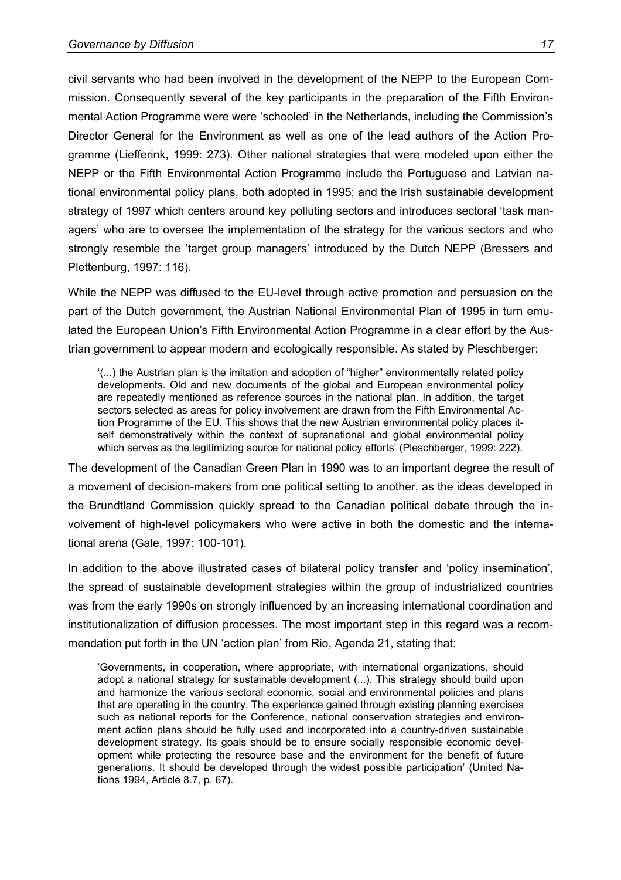civil servants who had been involved in the development of the NEPP to the European Commission. Consequently several of the key participants in the preparation of the Fifth Environmental Action Programme were were 'schooled' in the Netherlands, including the Commission's Director General for the Environment as well as one of the lead authors of the Action Programme (Liefferink, 1999: 273). Other national strategies that were modeled upon either the NEPP or the Fifth Environmental Action Programme include the Portuguese and Latvian national environmental policy plans, both adopted in 1995; and the Irish sustainable development strategy of 1997 which centers around key polluting sectors and introduces sectoral 'task managers' who are to oversee the implementation of the strategy for the various sectors and who strongly resemble the 'target group managers' introduced by the Dutch NEPP (Bressers and Plettenburg, 1997: 116).

While the NEPP was diffused to the EU-level through active promotion and persuasion on the part of the Dutch government, the Austrian National Environmental Plan of 1995 in turn emulated the European Union's Fifth Environmental Action Programme in a clear effort by the Austrian government to appear modern and ecologically responsible. As stated by Pleschberger:

> '(...) the Austrian plan is the imitation and adoption of "higher" environmentally related policy developments. Old and new documents of the global and European environmental policy are repeatedly mentioned as reference sources in the national plan. In addition, the target sectors selected as areas for policy involvement are drawn from the Fifth Environmental Action Programme of the EU. This shows that the new Austrian environmental policy places itself demonstratively within the context of supranational and global environmental policy which serves as the legitimizing source for national policy efforts' (Pleschberger, 1999: 222).

The development of the Canadian Green Plan in 1990 was to an important degree the result of a movement of decision-makers from one political setting to another, as the ideas developed in the Brundtland Commission quickly spread to the Canadian political debate through the involvement of high-level policymakers who were active in both the domestic and the international arena (Gale, 1997: 100-101).

In addition to the above illustrated cases of bilateral policy transfer and 'policy insemination', the spread of sustainable development strategies within the group of industrialized countries was from the early 1990s on strongly influenced by an increasing international coordination and institutionalization of diffusion processes. The most important step in this regard was a recommendation put forth in the UN 'action plan' from Rio, Agenda 21, stating that:

> 'Governments, in cooperation, where appropriate, with international organizations, should adopt a national strategy for sustainable development (...). This strategy should build upon and harmonize the various sectoral economic, social and environmental policies and plans that are operating in the country. The experience gained through existing planning exercises such as national reports for the Conference, national conservation strategies and environment action plans should be fully used and incorporated into a country-driven sustainable development strategy. Its goals should be to ensure socially responsible economic development while protecting the resource base and the environment for the benefit of future generations. It should be developed through the widest possible participation' (United Nations 1994, Article 8.7, p. 67).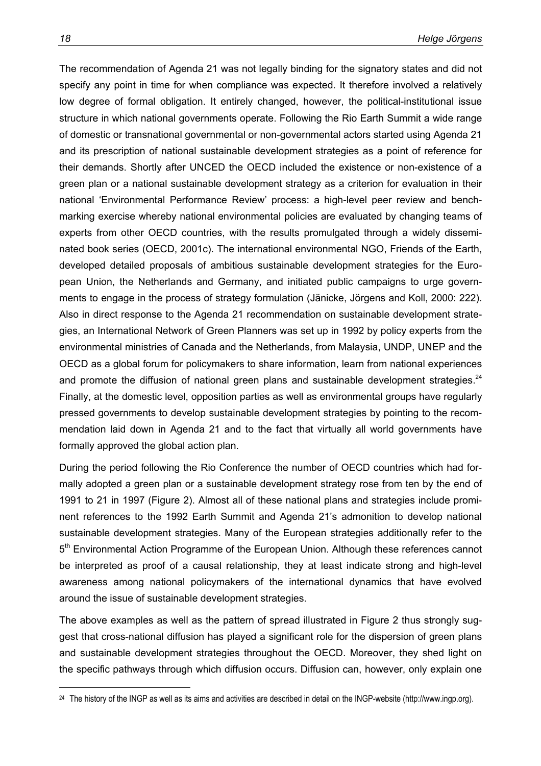The recommendation of Agenda 21 was not legally binding for the signatory states and did not specify any point in time for when compliance was expected. It therefore involved a relatively low degree of formal obligation. It entirely changed, however, the political-institutional issue structure in which national governments operate. Following the Rio Earth Summit a wide range of domestic or transnational governmental or non-governmental actors started using Agenda 21 and its prescription of national sustainable development strategies as a point of reference for their demands. Shortly after UNCED the OECD included the existence or non-existence of a green plan or a national sustainable development strategy as a criterion for evaluation in their national 'Environmental Performance Review' process: a high-level peer review and benchmarking exercise whereby national environmental policies are evaluated by changing teams of experts from other OECD countries, with the results promulgated through a widely disseminated book series (OECD, 2001c). The international environmental NGO, Friends of the Earth, developed detailed proposals of ambitious sustainable development strategies for the European Union, the Netherlands and Germany, and initiated public campaigns to urge governments to engage in the process of strategy formulation (Jänicke, Jörgens and Koll, 2000: 222). Also in direct response to the Agenda 21 recommendation on sustainable development strategies, an International Network of Green Planners was set up in 1992 by policy experts from the environmental ministries of Canada and the Netherlands, from Malaysia, UNDP, UNEP and the OECD as a global forum for policymakers to share information, learn from national experiences and promote the diffusion of national green plans and sustainable development strategies.[24] Finally, at the domestic level, opposition parties as well as environmental groups have regularly pressed governments to develop sustainable development strategies by pointing to the recommendation laid down in Agenda 21 and to the fact that virtually all world governments have formally approved the global action plan.

During the period following the Rio Conference the number of OECD countries which had formally adopted a green plan or a sustainable development strategy rose from ten by the end of 1991 to 21 in 1997 (Figure 2). Almost all of these national plans and strategies include prominent references to the 1992 Earth Summit and Agenda 21's admonition to develop national sustainable development strategies. Many of the European strategies additionally refer to the 5th Environmental Action Programme of the European Union. Although these references cannot be interpreted as proof of a causal relationship, they at least indicate strong and high-level awareness among national policymakers of the international dynamics that have evolved around the issue of sustainable development strategies.

The above examples as well as the pattern of spread illustrated in Figure 2 thus strongly suggest that cross-national diffusion has played a significant role for the dispersion of green plans and sustainable development strategies throughout the OECD. Moreover, they shed light on the specific pathways through which diffusion occurs. Diffusion can, however, only explain one

---

[24] The history of the INGP as well as its aims and activities are described in detail on the INGP-website (http://www.ingp.org).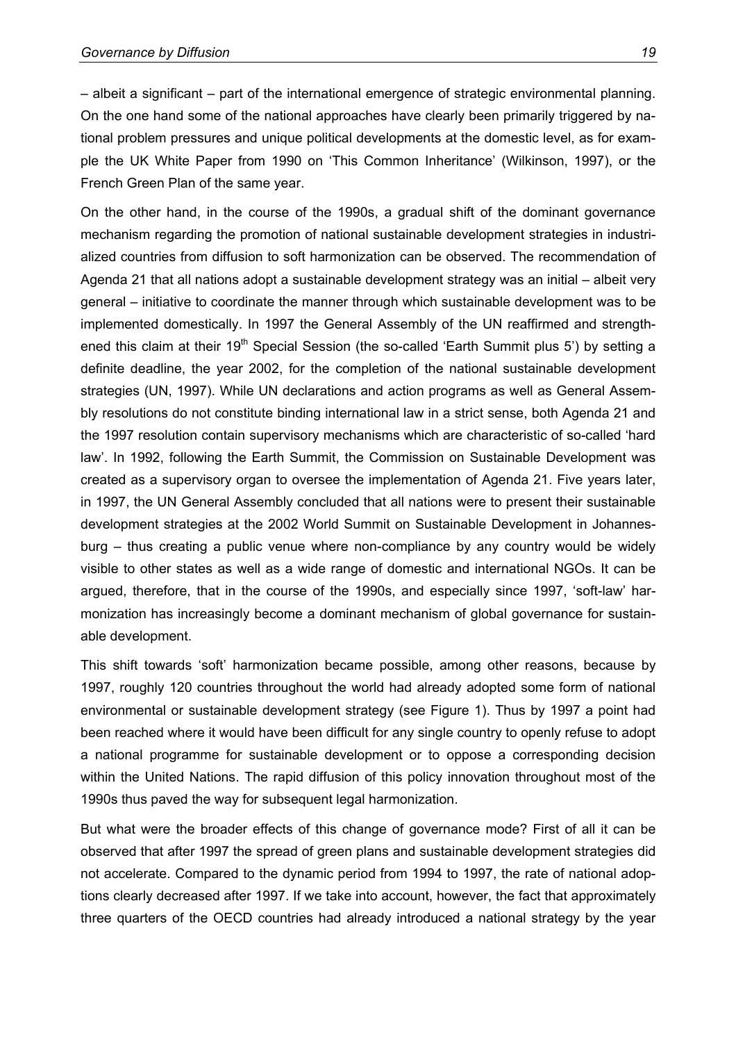– albeit a significant – part of the international emergence of strategic environmental planning. On the one hand some of the national approaches have clearly been primarily triggered by national problem pressures and unique political developments at the domestic level, as for example the UK White Paper from 1990 on 'This Common Inheritance' (Wilkinson, 1997), or the French Green Plan of the same year.

On the other hand, in the course of the 1990s, a gradual shift of the dominant governance mechanism regarding the promotion of national sustainable development strategies in industrialized countries from diffusion to soft harmonization can be observed. The recommendation of Agenda 21 that all nations adopt a sustainable development strategy was an initial – albeit very general – initiative to coordinate the manner through which sustainable development was to be implemented domestically. In 1997 the General Assembly of the UN reaffirmed and strengthened this claim at their 19th Special Session (the so-called 'Earth Summit plus 5') by setting a definite deadline, the year 2002, for the completion of the national sustainable development strategies (UN, 1997). While UN declarations and action programs as well as General Assembly resolutions do not constitute binding international law in a strict sense, both Agenda 21 and the 1997 resolution contain supervisory mechanisms which are characteristic of so-called 'hard law'. In 1992, following the Earth Summit, the Commission on Sustainable Development was created as a supervisory organ to oversee the implementation of Agenda 21. Five years later, in 1997, the UN General Assembly concluded that all nations were to present their sustainable development strategies at the 2002 World Summit on Sustainable Development in Johannesburg – thus creating a public venue where non-compliance by any country would be widely visible to other states as well as a wide range of domestic and international NGOs. It can be argued, therefore, that in the course of the 1990s, and especially since 1997, 'soft-law' harmonization has increasingly become a dominant mechanism of global governance for sustainable development.

This shift towards 'soft' harmonization became possible, among other reasons, because by 1997, roughly 120 countries throughout the world had already adopted some form of national environmental or sustainable development strategy (see Figure 1). Thus by 1997 a point had been reached where it would have been difficult for any single country to openly refuse to adopt a national programme for sustainable development or to oppose a corresponding decision within the United Nations. The rapid diffusion of this policy innovation throughout most of the 1990s thus paved the way for subsequent legal harmonization.

But what were the broader effects of this change of governance mode? First of all it can be observed that after 1997 the spread of green plans and sustainable development strategies did not accelerate. Compared to the dynamic period from 1994 to 1997, the rate of national adoptions clearly decreased after 1997. If we take into account, however, the fact that approximately three quarters of the OECD countries had already introduced a national strategy by the year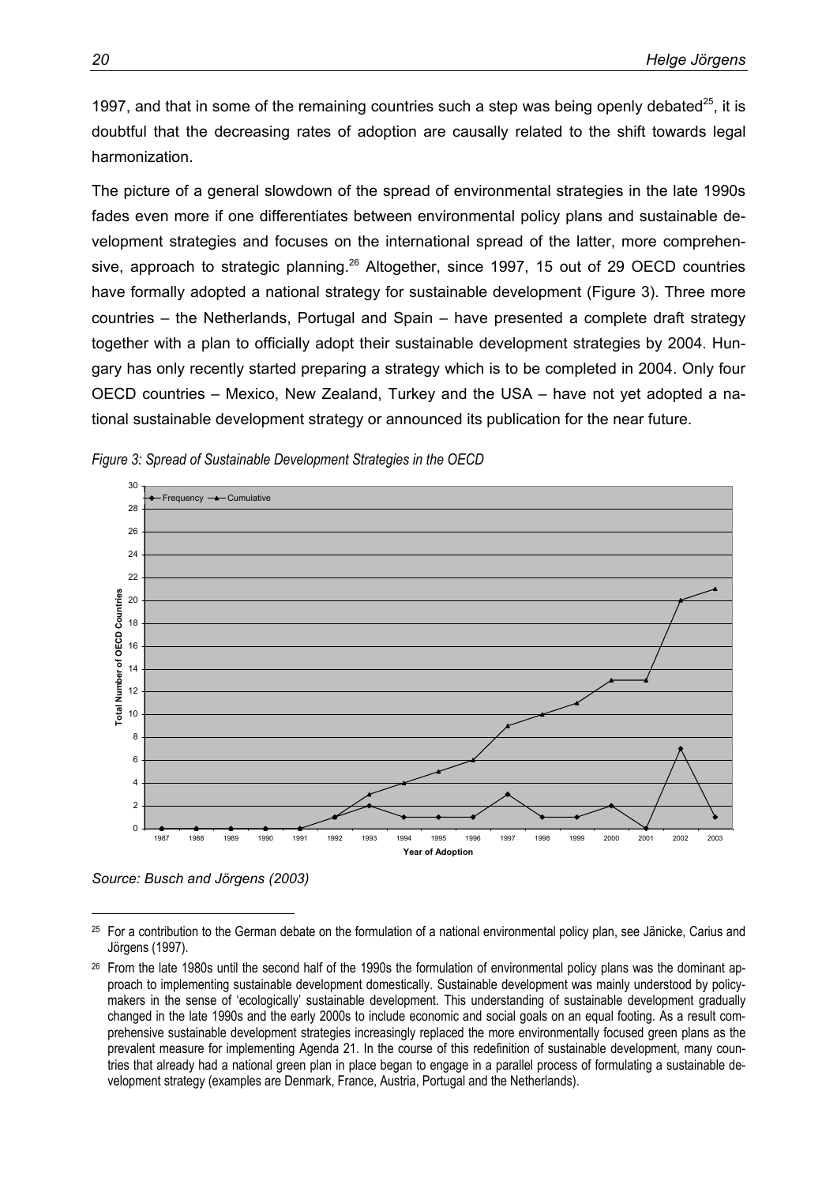1997, and that in some of the remaining countries such a step was being openly debated[25], it is doubtful that the decreasing rates of adoption are causally related to the shift towards legal harmonization.

The picture of a general slowdown of the spread of environmental strategies in the late 1990s fades even more if one differentiates between environmental policy plans and sustainable development strategies and focuses on the international spread of the latter, more comprehensive, approach to strategic planning.[26] Altogether, since 1997, 15 out of 29 OECD countries have formally adopted a national strategy for sustainable development (Figure 3). Three more countries – the Netherlands, Portugal and Spain – have presented a complete draft strategy together with a plan to officially adopt their sustainable development strategies by 2004. Hungary has only recently started preparing a strategy which is to be completed in 2004. Only four OECD countries – Mexico, New Zealand, Turkey and the USA – have not yet adopted a national sustainable development strategy or announced its publication for the near future.

*Figure 3: Spread of Sustainable Development Strategies in the OECD*

*Source: Busch and Jörgens (2003)*

---

[25] For a contribution to the German debate on the formulation of a national environmental policy plan, see Jänicke, Carius and Jörgens (1997).

[26] From the late 1980s until the second half of the 1990s the formulation of environmental policy plans was the dominant approach to implementing sustainable development domestically. Sustainable development was mainly understood by policymakers in the sense of 'ecologically' sustainable development. This understanding of sustainable development gradually changed in the late 1990s and the early 2000s to include economic and social goals on an equal footing. As a result comprehensive sustainable development strategies increasingly replaced the more environmentally focused green plans as the prevalent measure for implementing Agenda 21. In the course of this redefinition of sustainable development, many countries that already had a national green plan in place began to engage in a parallel process of formulating a sustainable development strategy (examples are Denmark, France, Austria, Portugal and the Netherlands).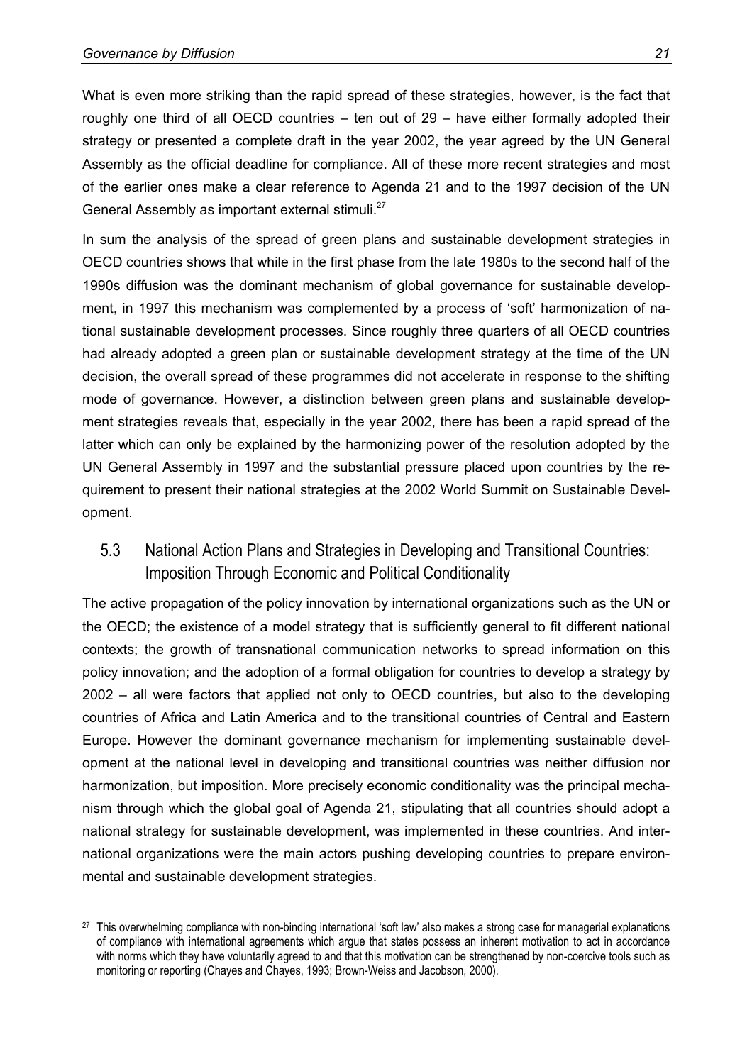What is even more striking than the rapid spread of these strategies, however, is the fact that roughly one third of all OECD countries – ten out of 29 – have either formally adopted their strategy or presented a complete draft in the year 2002, the year agreed by the UN General Assembly as the official deadline for compliance. All of these more recent strategies and most of the earlier ones make a clear reference to Agenda 21 and to the 1997 decision of the UN General Assembly as important external stimuli.[27]

In sum the analysis of the spread of green plans and sustainable development strategies in OECD countries shows that while in the first phase from the late 1980s to the second half of the 1990s diffusion was the dominant mechanism of global governance for sustainable development, in 1997 this mechanism was complemented by a process of 'soft' harmonization of national sustainable development processes. Since roughly three quarters of all OECD countries had already adopted a green plan or sustainable development strategy at the time of the UN decision, the overall spread of these programmes did not accelerate in response to the shifting mode of governance. However, a distinction between green plans and sustainable development strategies reveals that, especially in the year 2002, there has been a rapid spread of the latter which can only be explained by the harmonizing power of the resolution adopted by the UN General Assembly in 1997 and the substantial pressure placed upon countries by the requirement to present their national strategies at the 2002 World Summit on Sustainable Development.

### 5.3 National Action Plans and Strategies in Developing and Transitional Countries: Imposition Through Economic and Political Conditionality

The active propagation of the policy innovation by international organizations such as the UN or the OECD; the existence of a model strategy that is sufficiently general to fit different national contexts; the growth of transnational communication networks to spread information on this policy innovation; and the adoption of a formal obligation for countries to develop a strategy by 2002 – all were factors that applied not only to OECD countries, but also to the developing countries of Africa and Latin America and to the transitional countries of Central and Eastern Europe. However the dominant governance mechanism for implementing sustainable development at the national level in developing and transitional countries was neither diffusion nor harmonization, but imposition. More precisely economic conditionality was the principal mechanism through which the global goal of Agenda 21, stipulating that all countries should adopt a national strategy for sustainable development, was implemented in these countries. And international organizations were the main actors pushing developing countries to prepare environmental and sustainable development strategies.

[27] This overwhelming compliance with non-binding international 'soft law' also makes a strong case for managerial explanations of compliance with international agreements which argue that states possess an inherent motivation to act in accordance with norms which they have voluntarily agreed to and that this motivation can be strengthened by non-coercive tools such as monitoring or reporting (Chayes and Chayes, 1993; Brown-Weiss and Jacobson, 2000).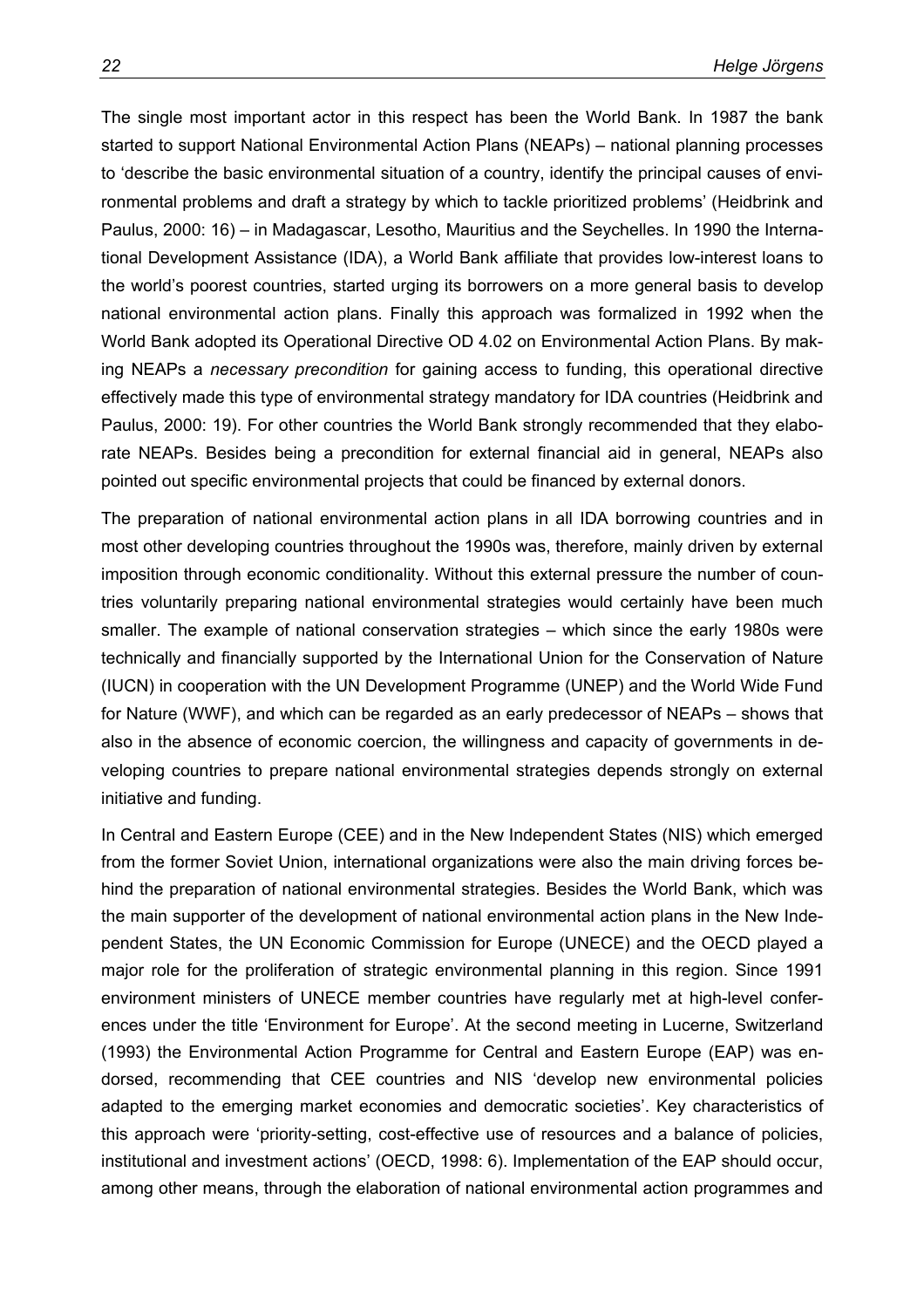The single most important actor in this respect has been the World Bank. In 1987 the bank started to support National Environmental Action Plans (NEAPs) – national planning processes to 'describe the basic environmental situation of a country, identify the principal causes of environmental problems and draft a strategy by which to tackle prioritized problems' (Heidbrink and Paulus, 2000: 16) – in Madagascar, Lesotho, Mauritius and the Seychelles. In 1990 the International Development Assistance (IDA), a World Bank affiliate that provides low-interest loans to the world's poorest countries, started urging its borrowers on a more general basis to develop national environmental action plans. Finally this approach was formalized in 1992 when the World Bank adopted its Operational Directive OD 4.02 on Environmental Action Plans. By making NEAPs a *necessary precondition* for gaining access to funding, this operational directive effectively made this type of environmental strategy mandatory for IDA countries (Heidbrink and Paulus, 2000: 19). For other countries the World Bank strongly recommended that they elaborate NEAPs. Besides being a precondition for external financial aid in general, NEAPs also pointed out specific environmental projects that could be financed by external donors.

The preparation of national environmental action plans in all IDA borrowing countries and in most other developing countries throughout the 1990s was, therefore, mainly driven by external imposition through economic conditionality. Without this external pressure the number of countries voluntarily preparing national environmental strategies would certainly have been much smaller. The example of national conservation strategies – which since the early 1980s were technically and financially supported by the International Union for the Conservation of Nature (IUCN) in cooperation with the UN Development Programme (UNEP) and the World Wide Fund for Nature (WWF), and which can be regarded as an early predecessor of NEAPs – shows that also in the absence of economic coercion, the willingness and capacity of governments in developing countries to prepare national environmental strategies depends strongly on external initiative and funding.

In Central and Eastern Europe (CEE) and in the New Independent States (NIS) which emerged from the former Soviet Union, international organizations were also the main driving forces behind the preparation of national environmental strategies. Besides the World Bank, which was the main supporter of the development of national environmental action plans in the New Independent States, the UN Economic Commission for Europe (UNECE) and the OECD played a major role for the proliferation of strategic environmental planning in this region. Since 1991 environment ministers of UNECE member countries have regularly met at high-level conferences under the title 'Environment for Europe'. At the second meeting in Lucerne, Switzerland (1993) the Environmental Action Programme for Central and Eastern Europe (EAP) was endorsed, recommending that CEE countries and NIS 'develop new environmental policies adapted to the emerging market economies and democratic societies'. Key characteristics of this approach were 'priority-setting, cost-effective use of resources and a balance of policies, institutional and investment actions' (OECD, 1998: 6). Implementation of the EAP should occur, among other means, through the elaboration of national environmental action programmes and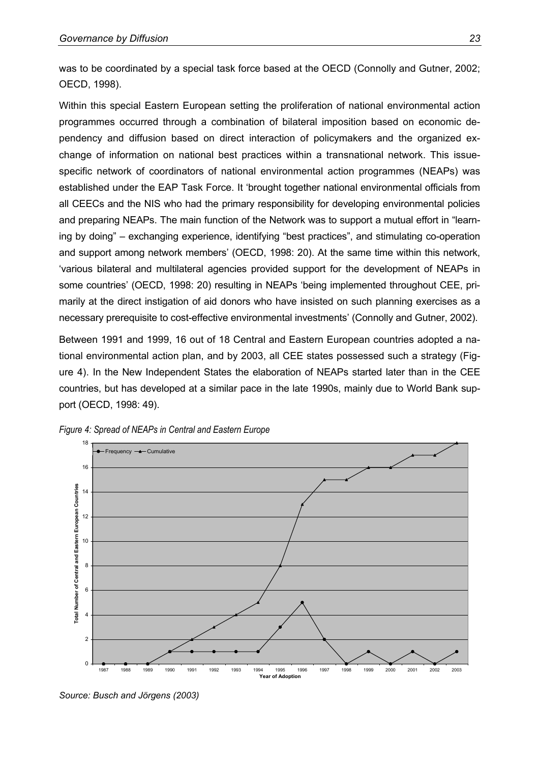was to be coordinated by a special task force based at the OECD (Connolly and Gutner, 2002; OECD, 1998).

Within this special Eastern European setting the proliferation of national environmental action programmes occurred through a combination of bilateral imposition based on economic dependency and diffusion based on direct interaction of policymakers and the organized exchange of information on national best practices within a transnational network. This issue-specific network of coordinators of national environmental action programmes (NEAPs) was established under the EAP Task Force. It 'brought together national environmental officials from all CEECs and the NIS who had the primary responsibility for developing environmental policies and preparing NEAPs. The main function of the Network was to support a mutual effort in "learning by doing" – exchanging experience, identifying "best practices", and stimulating co-operation and support among network members' (OECD, 1998: 20). At the same time within this network, 'various bilateral and multilateral agencies provided support for the development of NEAPs in some countries' (OECD, 1998: 20) resulting in NEAPs 'being implemented throughout CEE, primarily at the direct instigation of aid donors who have insisted on such planning exercises as a necessary prerequisite to cost-effective environmental investments' (Connolly and Gutner, 2002).

Between 1991 and 1999, 16 out of 18 Central and Eastern European countries adopted a national environmental action plan, and by 2003, all CEE states possessed such a strategy (Figure 4). In the New Independent States the elaboration of NEAPs started later than in the CEE countries, but has developed at a similar pace in the late 1990s, mainly due to World Bank support (OECD, 1998: 49).

*Figure 4: Spread of NEAPs in Central and Eastern Europe*

*Source: Busch and Jörgens (2003)*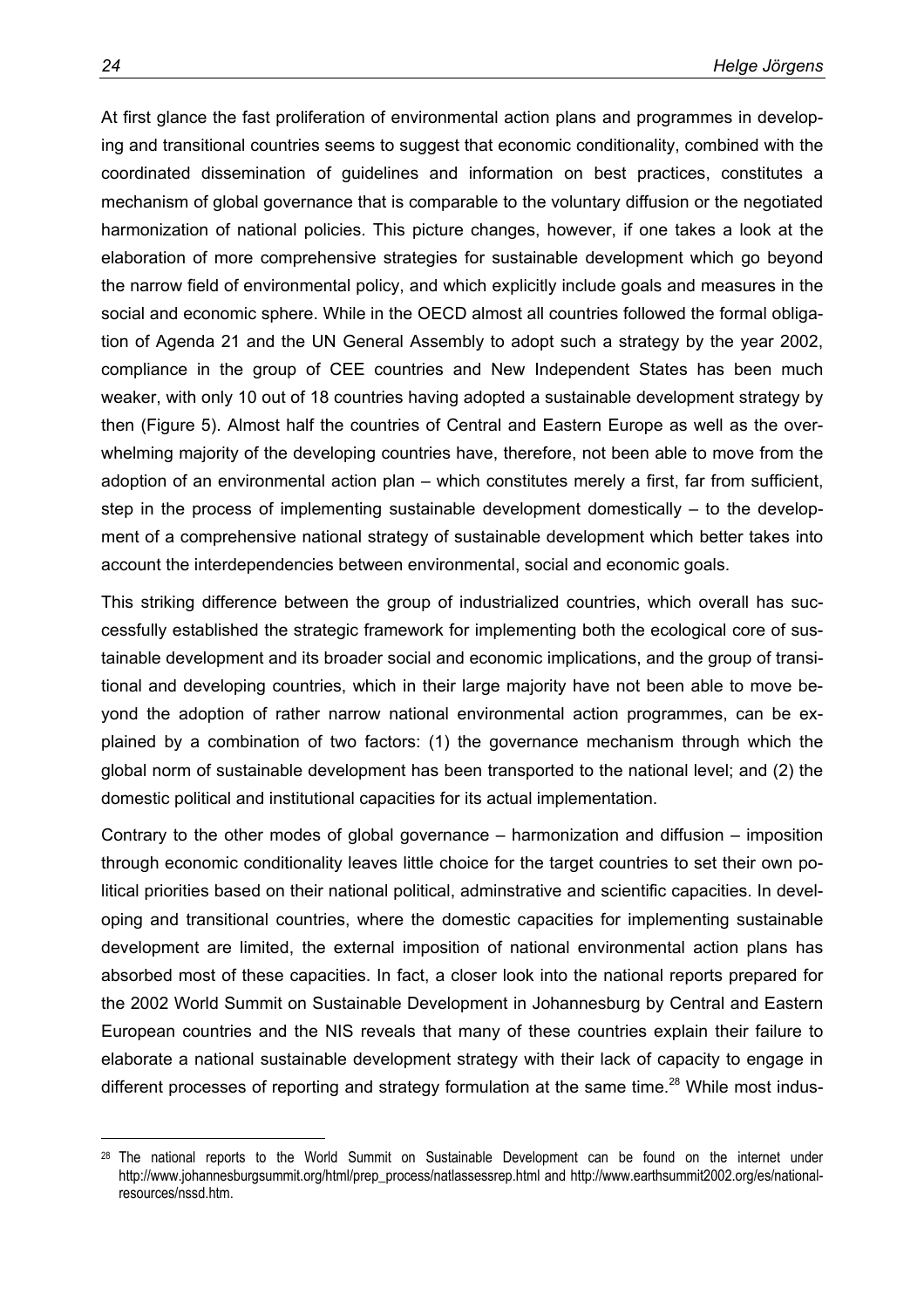At first glance the fast proliferation of environmental action plans and programmes in developing and transitional countries seems to suggest that economic conditionality, combined with the coordinated dissemination of guidelines and information on best practices, constitutes a mechanism of global governance that is comparable to the voluntary diffusion or the negotiated harmonization of national policies. This picture changes, however, if one takes a look at the elaboration of more comprehensive strategies for sustainable development which go beyond the narrow field of environmental policy, and which explicitly include goals and measures in the social and economic sphere. While in the OECD almost all countries followed the formal obligation of Agenda 21 and the UN General Assembly to adopt such a strategy by the year 2002, compliance in the group of CEE countries and New Independent States has been much weaker, with only 10 out of 18 countries having adopted a sustainable development strategy by then (Figure 5). Almost half the countries of Central and Eastern Europe as well as the overwhelming majority of the developing countries have, therefore, not been able to move from the adoption of an environmental action plan – which constitutes merely a first, far from sufficient, step in the process of implementing sustainable development domestically – to the development of a comprehensive national strategy of sustainable development which better takes into account the interdependencies between environmental, social and economic goals.

This striking difference between the group of industrialized countries, which overall has successfully established the strategic framework for implementing both the ecological core of sustainable development and its broader social and economic implications, and the group of transitional and developing countries, which in their large majority have not been able to move beyond the adoption of rather narrow national environmental action programmes, can be explained by a combination of two factors: (1) the governance mechanism through which the global norm of sustainable development has been transported to the national level; and (2) the domestic political and institutional capacities for its actual implementation.

Contrary to the other modes of global governance – harmonization and diffusion – imposition through economic conditionality leaves little choice for the target countries to set their own political priorities based on their national political, adminstrative and scientific capacities. In developing and transitional countries, where the domestic capacities for implementing sustainable development are limited, the external imposition of national environmental action plans has absorbed most of these capacities. In fact, a closer look into the national reports prepared for the 2002 World Summit on Sustainable Development in Johannesburg by Central and Eastern European countries and the NIS reveals that many of these countries explain their failure to elaborate a national sustainable development strategy with their lack of capacity to engage in different processes of reporting and strategy formulation at the same time.[28] While most indus-

[28] The national reports to the World Summit on Sustainable Development can be found on the internet under http://www.johannesburgsummit.org/html/prep_process/natlassessrep.html and http://www.earthsummit2002.org/es/national-resources/nssd.htm.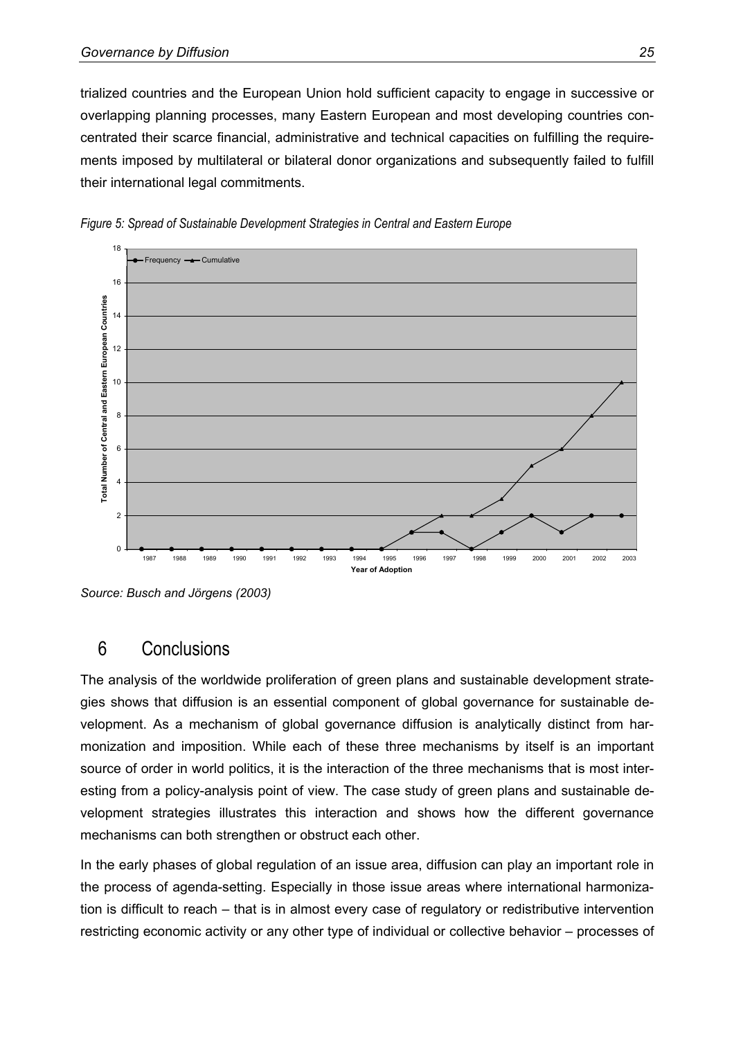trialized countries and the European Union hold sufficient capacity to engage in successive or overlapping planning processes, many Eastern European and most developing countries concentrated their scarce financial, administrative and technical capacities on fulfilling the requirements imposed by multilateral or bilateral donor organizations and subsequently failed to fulfill their international legal commitments.

*Figure 5: Spread of Sustainable Development Strategies in Central and Eastern Europe*

*Source: Busch and Jörgens (2003)*

## 6 Conclusions

The analysis of the worldwide proliferation of green plans and sustainable development strategies shows that diffusion is an essential component of global governance for sustainable development. As a mechanism of global governance diffusion is analytically distinct from harmonization and imposition. While each of these three mechanisms by itself is an important source of order in world politics, it is the interaction of the three mechanisms that is most interesting from a policy-analysis point of view. The case study of green plans and sustainable development strategies illustrates this interaction and shows how the different governance mechanisms can both strengthen or obstruct each other.

In the early phases of global regulation of an issue area, diffusion can play an important role in the process of agenda-setting. Especially in those issue areas where international harmonization is difficult to reach – that is in almost every case of regulatory or redistributive intervention restricting economic activity or any other type of individual or collective behavior – processes of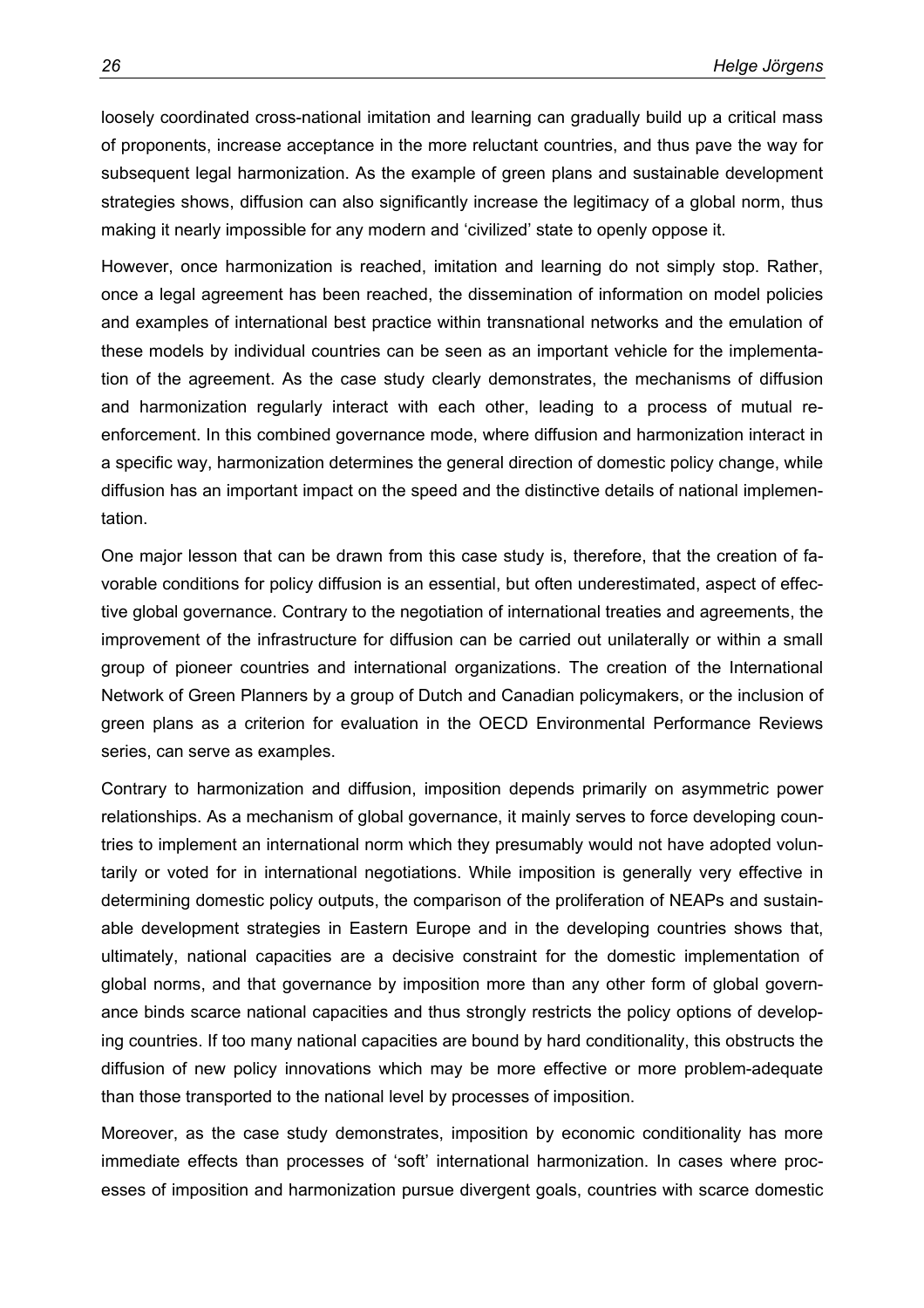loosely coordinated cross-national imitation and learning can gradually build up a critical mass of proponents, increase acceptance in the more reluctant countries, and thus pave the way for subsequent legal harmonization. As the example of green plans and sustainable development strategies shows, diffusion can also significantly increase the legitimacy of a global norm, thus making it nearly impossible for any modern and 'civilized' state to openly oppose it.

However, once harmonization is reached, imitation and learning do not simply stop. Rather, once a legal agreement has been reached, the dissemination of information on model policies and examples of international best practice within transnational networks and the emulation of these models by individual countries can be seen as an important vehicle for the implementation of the agreement. As the case study clearly demonstrates, the mechanisms of diffusion and harmonization regularly interact with each other, leading to a process of mutual reenforcement. In this combined governance mode, where diffusion and harmonization interact in a specific way, harmonization determines the general direction of domestic policy change, while diffusion has an important impact on the speed and the distinctive details of national implementation.

One major lesson that can be drawn from this case study is, therefore, that the creation of favorable conditions for policy diffusion is an essential, but often underestimated, aspect of effective global governance. Contrary to the negotiation of international treaties and agreements, the improvement of the infrastructure for diffusion can be carried out unilaterally or within a small group of pioneer countries and international organizations. The creation of the International Network of Green Planners by a group of Dutch and Canadian policymakers, or the inclusion of green plans as a criterion for evaluation in the OECD Environmental Performance Reviews series, can serve as examples.

Contrary to harmonization and diffusion, imposition depends primarily on asymmetric power relationships. As a mechanism of global governance, it mainly serves to force developing countries to implement an international norm which they presumably would not have adopted voluntarily or voted for in international negotiations. While imposition is generally very effective in determining domestic policy outputs, the comparison of the proliferation of NEAPs and sustainable development strategies in Eastern Europe and in the developing countries shows that, ultimately, national capacities are a decisive constraint for the domestic implementation of global norms, and that governance by imposition more than any other form of global governance binds scarce national capacities and thus strongly restricts the policy options of developing countries. If too many national capacities are bound by hard conditionality, this obstructs the diffusion of new policy innovations which may be more effective or more problem-adequate than those transported to the national level by processes of imposition.

Moreover, as the case study demonstrates, imposition by economic conditionality has more immediate effects than processes of 'soft' international harmonization. In cases where processes of imposition and harmonization pursue divergent goals, countries with scarce domestic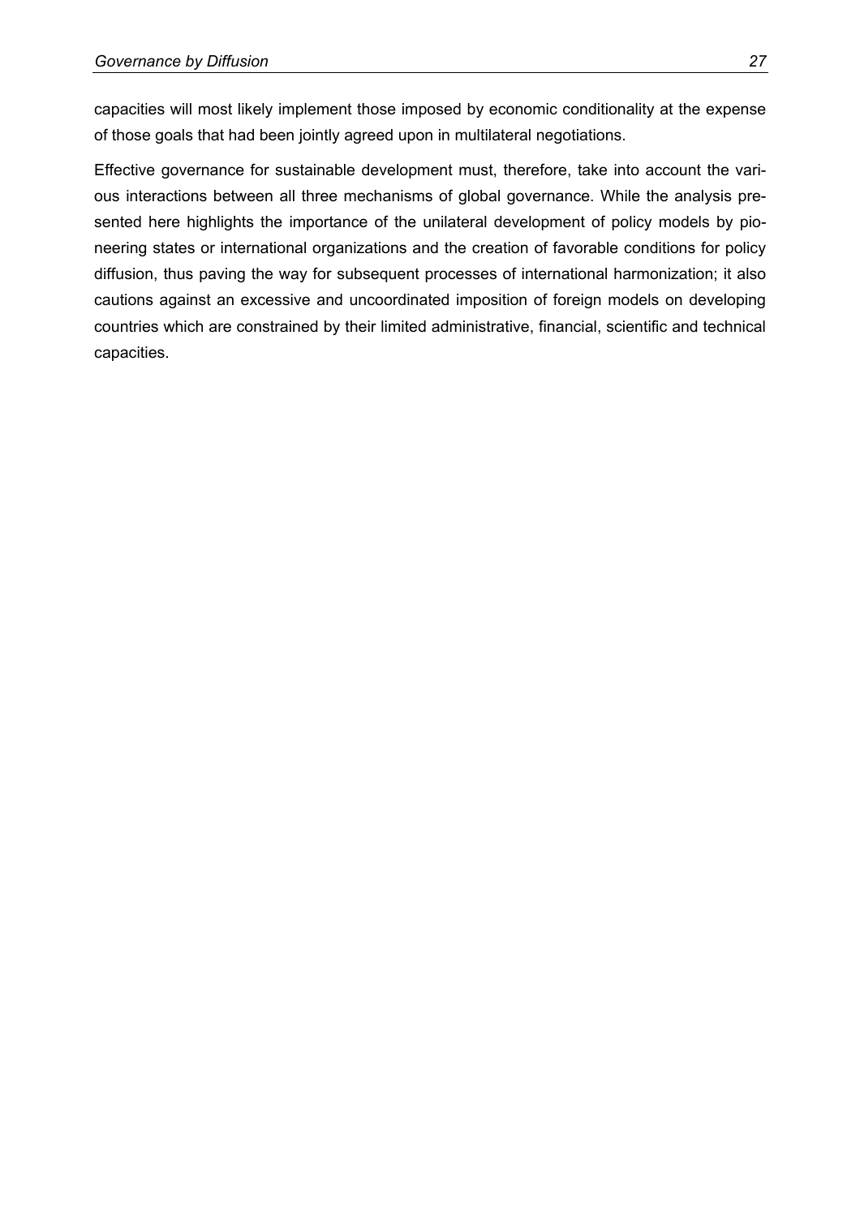capacities will most likely implement those imposed by economic conditionality at the expense of those goals that had been jointly agreed upon in multilateral negotiations.

Effective governance for sustainable development must, therefore, take into account the various interactions between all three mechanisms of global governance. While the analysis presented here highlights the importance of the unilateral development of policy models by pioneering states or international organizations and the creation of favorable conditions for policy diffusion, thus paving the way for subsequent processes of international harmonization; it also cautions against an excessive and uncoordinated imposition of foreign models on developing countries which are constrained by their limited administrative, financial, scientific and technical capacities.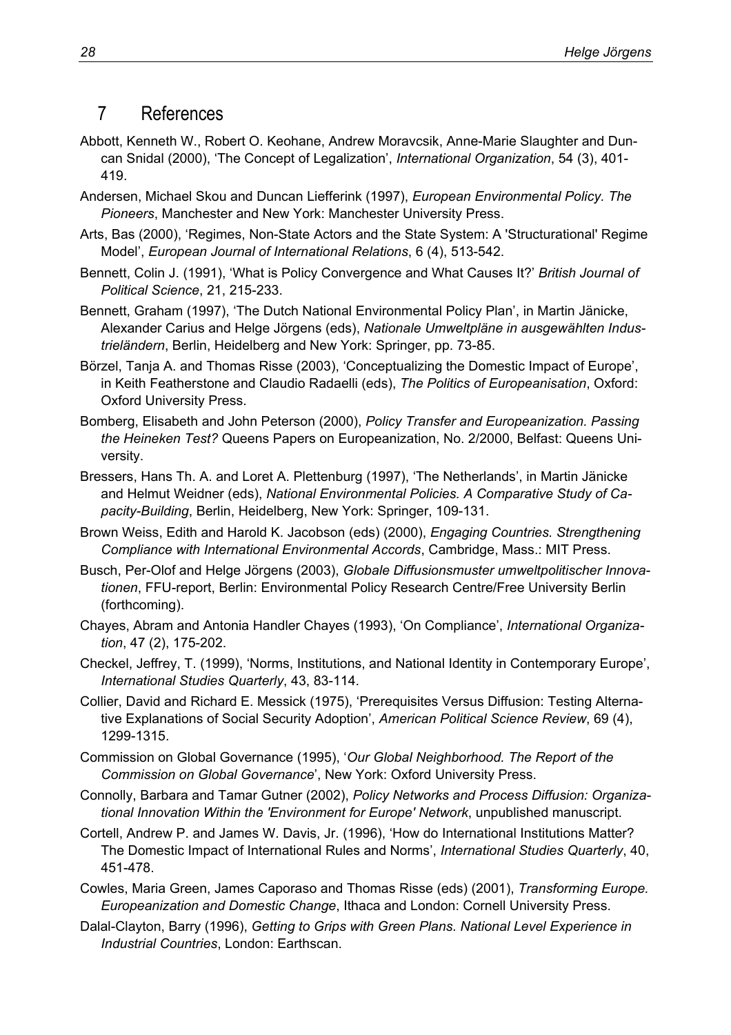# 7 References

Abbott, Kenneth W., Robert O. Keohane, Andrew Moravcsik, Anne-Marie Slaughter and Duncan Snidal (2000), 'The Concept of Legalization', *International Organization*, 54 (3), 401-419.

Andersen, Michael Skou and Duncan Liefferink (1997), *European Environmental Policy. The Pioneers*, Manchester and New York: Manchester University Press.

Arts, Bas (2000), 'Regimes, Non-State Actors and the State System: A 'Structurational' Regime Model', *European Journal of International Relations*, 6 (4), 513-542.

Bennett, Colin J. (1991), 'What is Policy Convergence and What Causes It?' *British Journal of Political Science*, 21, 215-233.

Bennett, Graham (1997), 'The Dutch National Environmental Policy Plan', in Martin Jänicke, Alexander Carius and Helge Jörgens (eds), *Nationale Umweltpläne in ausgewählten Industrieländern*, Berlin, Heidelberg and New York: Springer, pp. 73-85.

Börzel, Tanja A. and Thomas Risse (2003), 'Conceptualizing the Domestic Impact of Europe', in Keith Featherstone and Claudio Radaelli (eds), *The Politics of Europeanisation*, Oxford: Oxford University Press.

Bomberg, Elisabeth and John Peterson (2000), *Policy Transfer and Europeanization. Passing the Heineken Test?* Queens Papers on Europeanization, No. 2/2000, Belfast: Queens University.

Bressers, Hans Th. A. and Loret A. Plettenburg (1997), 'The Netherlands', in Martin Jänicke and Helmut Weidner (eds), *National Environmental Policies. A Comparative Study of Capacity-Building*, Berlin, Heidelberg, New York: Springer, 109-131.

Brown Weiss, Edith and Harold K. Jacobson (eds) (2000), *Engaging Countries. Strengthening Compliance with International Environmental Accords*, Cambridge, Mass.: MIT Press.

Busch, Per-Olof and Helge Jörgens (2003), *Globale Diffusionsmuster umweltpolitischer Innovationen*, FFU-report, Berlin: Environmental Policy Research Centre/Free University Berlin (forthcoming).

Chayes, Abram and Antonia Handler Chayes (1993), 'On Compliance', *International Organization*, 47 (2), 175-202.

Checkel, Jeffrey, T. (1999), 'Norms, Institutions, and National Identity in Contemporary Europe', *International Studies Quarterly*, 43, 83-114.

Collier, David and Richard E. Messick (1975), 'Prerequisites Versus Diffusion: Testing Alternative Explanations of Social Security Adoption', *American Political Science Review*, 69 (4), 1299-1315.

Commission on Global Governance (1995), '*Our Global Neighborhood. The Report of the Commission on Global Governance*', New York: Oxford University Press.

Connolly, Barbara and Tamar Gutner (2002), *Policy Networks and Process Diffusion: Organizational Innovation Within the 'Environment for Europe' Network*, unpublished manuscript.

Cortell, Andrew P. and James W. Davis, Jr. (1996), 'How do International Institutions Matter? The Domestic Impact of International Rules and Norms', *International Studies Quarterly*, 40, 451-478.

Cowles, Maria Green, James Caporaso and Thomas Risse (eds) (2001), *Transforming Europe. Europeanization and Domestic Change*, Ithaca and London: Cornell University Press.

Dalal-Clayton, Barry (1996), *Getting to Grips with Green Plans. National Level Experience in Industrial Countries*, London: Earthscan.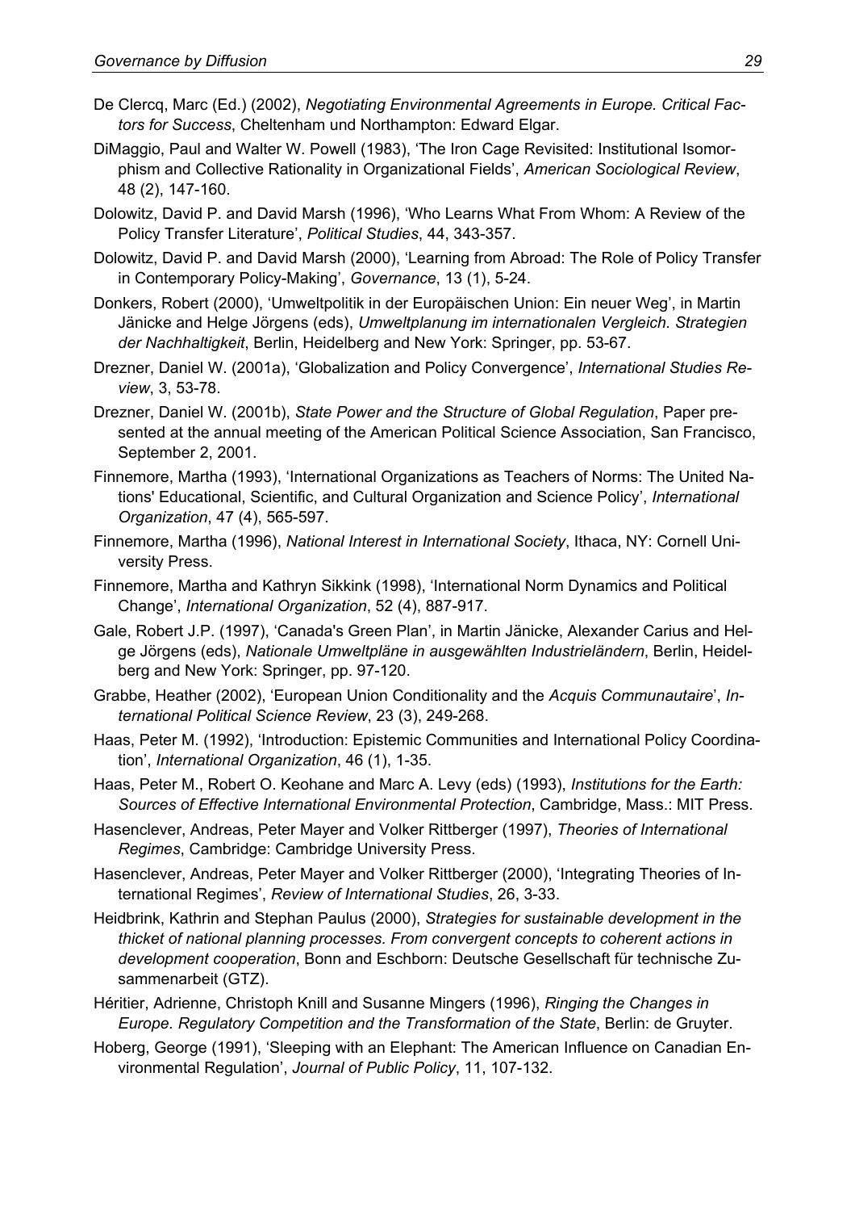De Clercq, Marc (Ed.) (2002), *Negotiating Environmental Agreements in Europe. Critical Factors for Success*, Cheltenham und Northampton: Edward Elgar.

DiMaggio, Paul and Walter W. Powell (1983), 'The Iron Cage Revisited: Institutional Isomorphism and Collective Rationality in Organizational Fields', *American Sociological Review*, 48 (2), 147-160.

Dolowitz, David P. and David Marsh (1996), 'Who Learns What From Whom: A Review of the Policy Transfer Literature', *Political Studies*, 44, 343-357.

Dolowitz, David P. and David Marsh (2000), 'Learning from Abroad: The Role of Policy Transfer in Contemporary Policy-Making', *Governance*, 13 (1), 5-24.

Donkers, Robert (2000), 'Umweltpolitik in der Europäischen Union: Ein neuer Weg', in Martin Jänicke and Helge Jörgens (eds), *Umweltplanung im internationalen Vergleich. Strategien der Nachhaltigkeit*, Berlin, Heidelberg and New York: Springer, pp. 53-67.

Drezner, Daniel W. (2001a), 'Globalization and Policy Convergence', *International Studies Review*, 3, 53-78.

Drezner, Daniel W. (2001b), *State Power and the Structure of Global Regulation*, Paper presented at the annual meeting of the American Political Science Association, San Francisco, September 2, 2001.

Finnemore, Martha (1993), 'International Organizations as Teachers of Norms: The United Nations' Educational, Scientific, and Cultural Organization and Science Policy', *International Organization*, 47 (4), 565-597.

Finnemore, Martha (1996), *National Interest in International Society*, Ithaca, NY: Cornell University Press.

Finnemore, Martha and Kathryn Sikkink (1998), 'International Norm Dynamics and Political Change', *International Organization*, 52 (4), 887-917.

Gale, Robert J.P. (1997), 'Canada's Green Plan', in Martin Jänicke, Alexander Carius and Helge Jörgens (eds), *Nationale Umweltpläne in ausgewählten Industrieländern*, Berlin, Heidelberg and New York: Springer, pp. 97-120.

Grabbe, Heather (2002), 'European Union Conditionality and the *Acquis Communautaire*', *International Political Science Review*, 23 (3), 249-268.

Haas, Peter M. (1992), 'Introduction: Epistemic Communities and International Policy Coordination', *International Organization*, 46 (1), 1-35.

Haas, Peter M., Robert O. Keohane and Marc A. Levy (eds) (1993), *Institutions for the Earth: Sources of Effective International Environmental Protection*, Cambridge, Mass.: MIT Press.

Hasenclever, Andreas, Peter Mayer and Volker Rittberger (1997), *Theories of International Regimes*, Cambridge: Cambridge University Press.

Hasenclever, Andreas, Peter Mayer and Volker Rittberger (2000), 'Integrating Theories of International Regimes', *Review of International Studies*, 26, 3-33.

Heidbrink, Kathrin and Stephan Paulus (2000), *Strategies for sustainable development in the thicket of national planning processes. From convergent concepts to coherent actions in development cooperation*, Bonn and Eschborn: Deutsche Gesellschaft für technische Zusammenarbeit (GTZ).

Héritier, Adrienne, Christoph Knill and Susanne Mingers (1996), *Ringing the Changes in Europe. Regulatory Competition and the Transformation of the State*, Berlin: de Gruyter.

Hoberg, George (1991), 'Sleeping with an Elephant: The American Influence on Canadian Environmental Regulation', *Journal of Public Policy*, 11, 107-132.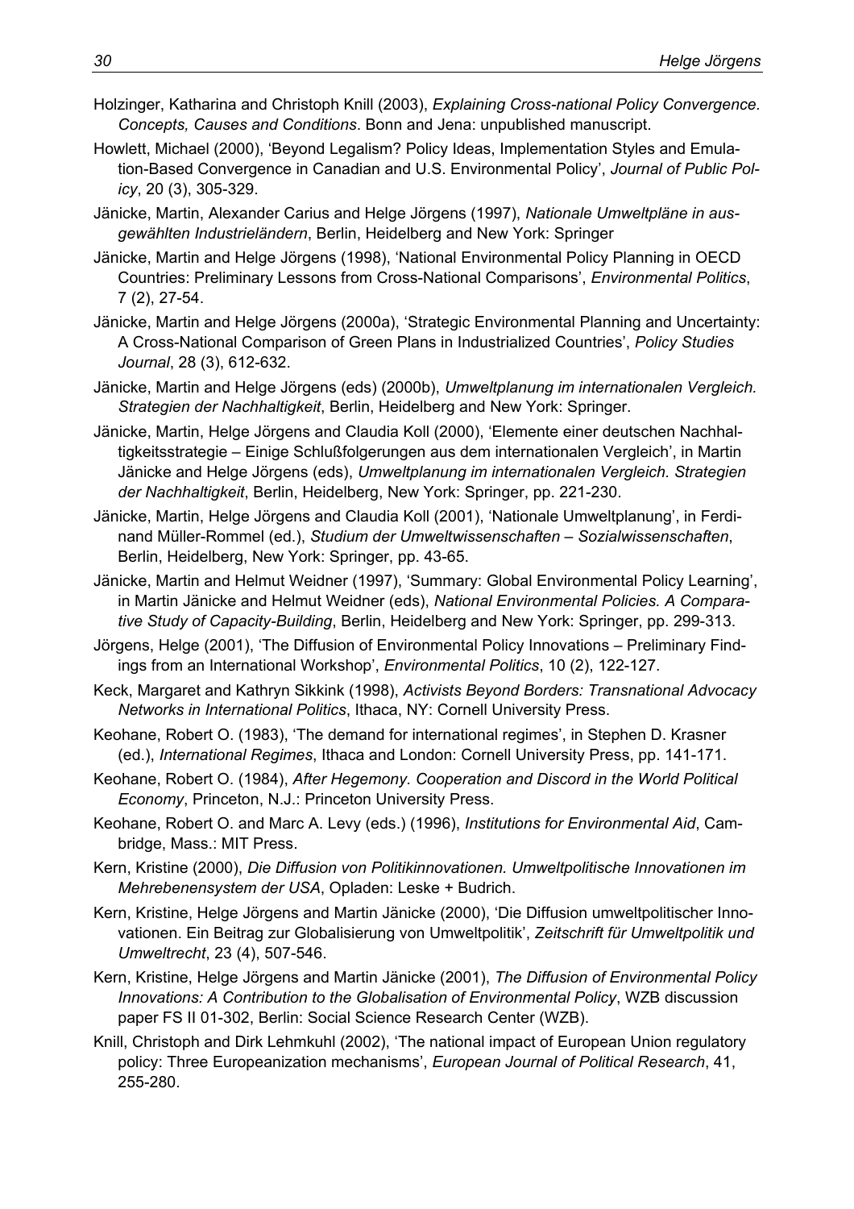Holzinger, Katharina and Christoph Knill (2003), *Explaining Cross-national Policy Convergence. Concepts, Causes and Conditions*. Bonn and Jena: unpublished manuscript.

Howlett, Michael (2000), 'Beyond Legalism? Policy Ideas, Implementation Styles and Emulation-Based Convergence in Canadian and U.S. Environmental Policy', *Journal of Public Policy*, 20 (3), 305-329.

Jänicke, Martin, Alexander Carius and Helge Jörgens (1997), *Nationale Umweltpläne in ausgewählten Industrieländern*, Berlin, Heidelberg and New York: Springer

Jänicke, Martin and Helge Jörgens (1998), 'National Environmental Policy Planning in OECD Countries: Preliminary Lessons from Cross-National Comparisons', *Environmental Politics*, 7 (2), 27-54.

Jänicke, Martin and Helge Jörgens (2000a), 'Strategic Environmental Planning and Uncertainty: A Cross-National Comparison of Green Plans in Industrialized Countries', *Policy Studies Journal*, 28 (3), 612-632.

Jänicke, Martin and Helge Jörgens (eds) (2000b), *Umweltplanung im internationalen Vergleich. Strategien der Nachhaltigkeit*, Berlin, Heidelberg and New York: Springer.

Jänicke, Martin, Helge Jörgens and Claudia Koll (2000), 'Elemente einer deutschen Nachhaltigkeitsstrategie – Einige Schlußfolgerungen aus dem internationalen Vergleich', in Martin Jänicke and Helge Jörgens (eds), *Umweltplanung im internationalen Vergleich. Strategien der Nachhaltigkeit*, Berlin, Heidelberg, New York: Springer, pp. 221-230.

Jänicke, Martin, Helge Jörgens and Claudia Koll (2001), 'Nationale Umweltplanung', in Ferdinand Müller-Rommel (ed.), *Studium der Umweltwissenschaften – Sozialwissenschaften*, Berlin, Heidelberg, New York: Springer, pp. 43-65.

Jänicke, Martin and Helmut Weidner (1997), 'Summary: Global Environmental Policy Learning', in Martin Jänicke and Helmut Weidner (eds), *National Environmental Policies. A Comparative Study of Capacity-Building*, Berlin, Heidelberg and New York: Springer, pp. 299-313.

Jörgens, Helge (2001), 'The Diffusion of Environmental Policy Innovations – Preliminary Findings from an International Workshop', *Environmental Politics*, 10 (2), 122-127.

Keck, Margaret and Kathryn Sikkink (1998), *Activists Beyond Borders: Transnational Advocacy Networks in International Politics*, Ithaca, NY: Cornell University Press.

Keohane, Robert O. (1983), 'The demand for international regimes', in Stephen D. Krasner (ed.), *International Regimes*, Ithaca and London: Cornell University Press, pp. 141-171.

Keohane, Robert O. (1984), *After Hegemony. Cooperation and Discord in the World Political Economy*, Princeton, N.J.: Princeton University Press.

Keohane, Robert O. and Marc A. Levy (eds.) (1996), *Institutions for Environmental Aid*, Cambridge, Mass.: MIT Press.

Kern, Kristine (2000), *Die Diffusion von Politikinnovationen. Umweltpolitische Innovationen im Mehrebenensystem der USA*, Opladen: Leske + Budrich.

Kern, Kristine, Helge Jörgens and Martin Jänicke (2000), 'Die Diffusion umweltpolitischer Innovationen. Ein Beitrag zur Globalisierung von Umweltpolitik', *Zeitschrift für Umweltpolitik und Umweltrecht*, 23 (4), 507-546.

Kern, Kristine, Helge Jörgens and Martin Jänicke (2001), *The Diffusion of Environmental Policy Innovations: A Contribution to the Globalisation of Environmental Policy*, WZB discussion paper FS II 01-302, Berlin: Social Science Research Center (WZB).

Knill, Christoph and Dirk Lehmkuhl (2002), 'The national impact of European Union regulatory policy: Three Europeanization mechanisms', *European Journal of Political Research*, 41, 255-280.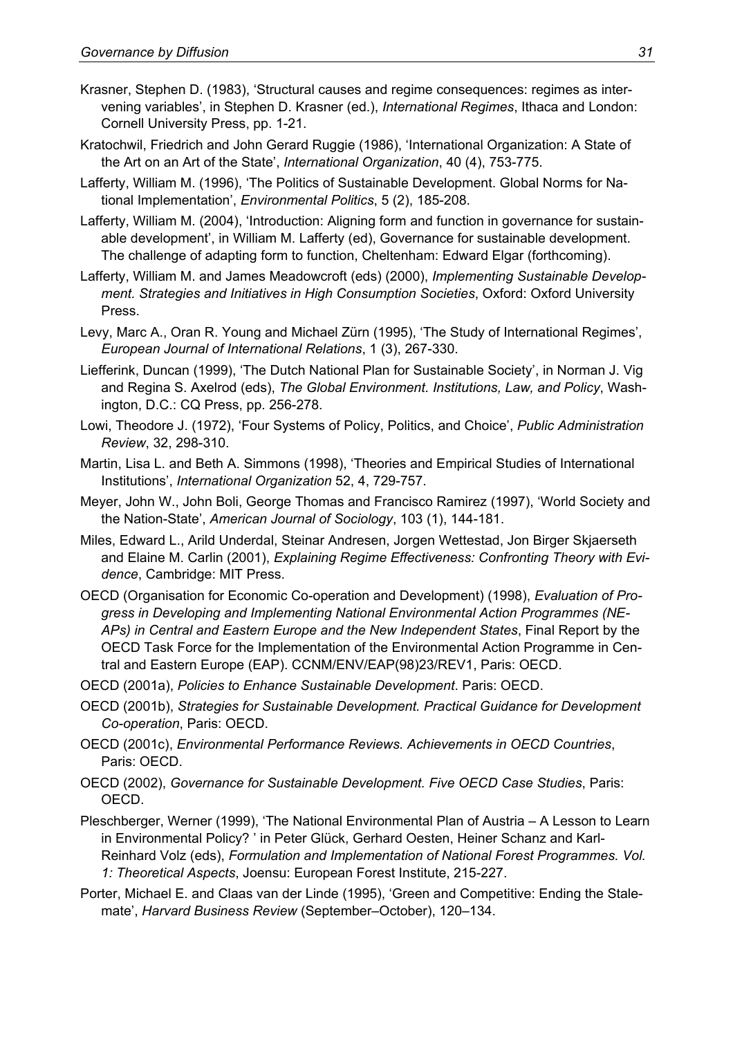Krasner, Stephen D. (1983), 'Structural causes and regime consequences: regimes as intervening variables', in Stephen D. Krasner (ed.), *International Regimes*, Ithaca and London: Cornell University Press, pp. 1-21.

Kratochwil, Friedrich and John Gerard Ruggie (1986), 'International Organization: A State of the Art on an Art of the State', *International Organization*, 40 (4), 753-775.

Lafferty, William M. (1996), 'The Politics of Sustainable Development. Global Norms for National Implementation', *Environmental Politics*, 5 (2), 185-208.

Lafferty, William M. (2004), 'Introduction: Aligning form and function in governance for sustainable development', in William M. Lafferty (ed), Governance for sustainable development. The challenge of adapting form to function, Cheltenham: Edward Elgar (forthcoming).

Lafferty, William M. and James Meadowcroft (eds) (2000), *Implementing Sustainable Development. Strategies and Initiatives in High Consumption Societies*, Oxford: Oxford University Press.

Levy, Marc A., Oran R. Young and Michael Zürn (1995), 'The Study of International Regimes', *European Journal of International Relations*, 1 (3), 267-330.

Liefferink, Duncan (1999), 'The Dutch National Plan for Sustainable Society', in Norman J. Vig and Regina S. Axelrod (eds), *The Global Environment. Institutions, Law, and Policy*, Washington, D.C.: CQ Press, pp. 256-278.

Lowi, Theodore J. (1972), 'Four Systems of Policy, Politics, and Choice', *Public Administration Review*, 32, 298-310.

Martin, Lisa L. and Beth A. Simmons (1998), 'Theories and Empirical Studies of International Institutions', *International Organization* 52, 4, 729-757.

Meyer, John W., John Boli, George Thomas and Francisco Ramirez (1997), 'World Society and the Nation-State', *American Journal of Sociology*, 103 (1), 144-181.

Miles, Edward L., Arild Underdal, Steinar Andresen, Jorgen Wettestad, Jon Birger Skjaerseth and Elaine M. Carlin (2001), *Explaining Regime Effectiveness: Confronting Theory with Evidence*, Cambridge: MIT Press.

OECD (Organisation for Economic Co-operation and Development) (1998), *Evaluation of Progress in Developing and Implementing National Environmental Action Programmes (NEAPs) in Central and Eastern Europe and the New Independent States*, Final Report by the OECD Task Force for the Implementation of the Environmental Action Programme in Central and Eastern Europe (EAP). CCNM/ENV/EAP(98)23/REV1, Paris: OECD.

OECD (2001a), *Policies to Enhance Sustainable Development*. Paris: OECD.

OECD (2001b), *Strategies for Sustainable Development. Practical Guidance for Development Co-operation*, Paris: OECD.

OECD (2001c), *Environmental Performance Reviews. Achievements in OECD Countries*, Paris: OECD.

OECD (2002), *Governance for Sustainable Development. Five OECD Case Studies*, Paris: OECD.

Pleschberger, Werner (1999), 'The National Environmental Plan of Austria – A Lesson to Learn in Environmental Policy? ' in Peter Glück, Gerhard Oesten, Heiner Schanz and Karl-Reinhard Volz (eds), *Formulation and Implementation of National Forest Programmes. Vol. 1: Theoretical Aspects*, Joensu: European Forest Institute, 215-227.

Porter, Michael E. and Claas van der Linde (1995), 'Green and Competitive: Ending the Stalemate', *Harvard Business Review* (September–October), 120–134.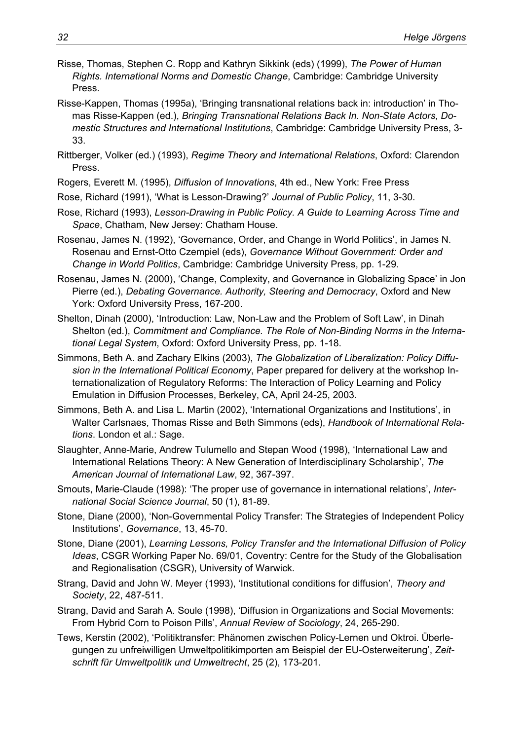Risse, Thomas, Stephen C. Ropp and Kathryn Sikkink (eds) (1999), *The Power of Human Rights. International Norms and Domestic Change*, Cambridge: Cambridge University Press.

Risse-Kappen, Thomas (1995a), 'Bringing transnational relations back in: introduction' in Thomas Risse-Kappen (ed.), *Bringing Transnational Relations Back In. Non-State Actors, Domestic Structures and International Institutions*, Cambridge: Cambridge University Press, 3-33.

Rittberger, Volker (ed.) (1993), *Regime Theory and International Relations*, Oxford: Clarendon Press.

Rogers, Everett M. (1995), *Diffusion of Innovations*, 4th ed., New York: Free Press

Rose, Richard (1991), 'What is Lesson-Drawing?' *Journal of Public Policy*, 11, 3-30.

Rose, Richard (1993), *Lesson-Drawing in Public Policy. A Guide to Learning Across Time and Space*, Chatham, New Jersey: Chatham House.

Rosenau, James N. (1992), 'Governance, Order, and Change in World Politics', in James N. Rosenau and Ernst-Otto Czempiel (eds), *Governance Without Government: Order and Change in World Politics*, Cambridge: Cambridge University Press, pp. 1-29.

Rosenau, James N. (2000), 'Change, Complexity, and Governance in Globalizing Space' in Jon Pierre (ed.), *Debating Governance. Authority, Steering and Democracy*, Oxford and New York: Oxford University Press, 167-200.

Shelton, Dinah (2000), 'Introduction: Law, Non-Law and the Problem of Soft Law', in Dinah Shelton (ed.), *Commitment and Compliance. The Role of Non-Binding Norms in the International Legal System*, Oxford: Oxford University Press, pp. 1-18.

Simmons, Beth A. and Zachary Elkins (2003), *The Globalization of Liberalization: Policy Diffusion in the International Political Economy*, Paper prepared for delivery at the workshop Internationalization of Regulatory Reforms: The Interaction of Policy Learning and Policy Emulation in Diffusion Processes, Berkeley, CA, April 24-25, 2003.

Simmons, Beth A. and Lisa L. Martin (2002), 'International Organizations and Institutions', in Walter Carlsnaes, Thomas Risse and Beth Simmons (eds), *Handbook of International Relations*. London et al.: Sage.

Slaughter, Anne-Marie, Andrew Tulumello and Stepan Wood (1998), 'International Law and International Relations Theory: A New Generation of Interdisciplinary Scholarship', *The American Journal of International Law*, 92, 367-397.

Smouts, Marie-Claude (1998): 'The proper use of governance in international relations', *International Social Science Journal*, 50 (1), 81-89.

Stone, Diane (2000), 'Non-Governmental Policy Transfer: The Strategies of Independent Policy Institutions', *Governance*, 13, 45-70.

Stone, Diane (2001), *Learning Lessons, Policy Transfer and the International Diffusion of Policy Ideas*, CSGR Working Paper No. 69/01, Coventry: Centre for the Study of the Globalisation and Regionalisation (CSGR), University of Warwick.

Strang, David and John W. Meyer (1993), 'Institutional conditions for diffusion', *Theory and Society*, 22, 487-511.

Strang, David and Sarah A. Soule (1998), 'Diffusion in Organizations and Social Movements: From Hybrid Corn to Poison Pills', *Annual Review of Sociology*, 24, 265-290.

Tews, Kerstin (2002), 'Politiktransfer: Phänomen zwischen Policy-Lernen und Oktroi. Überlegungen zu unfreiwilligen Umweltpolitikimporten am Beispiel der EU-Osterweiterung', *Zeitschrift für Umweltpolitik und Umweltrecht*, 25 (2), 173-201.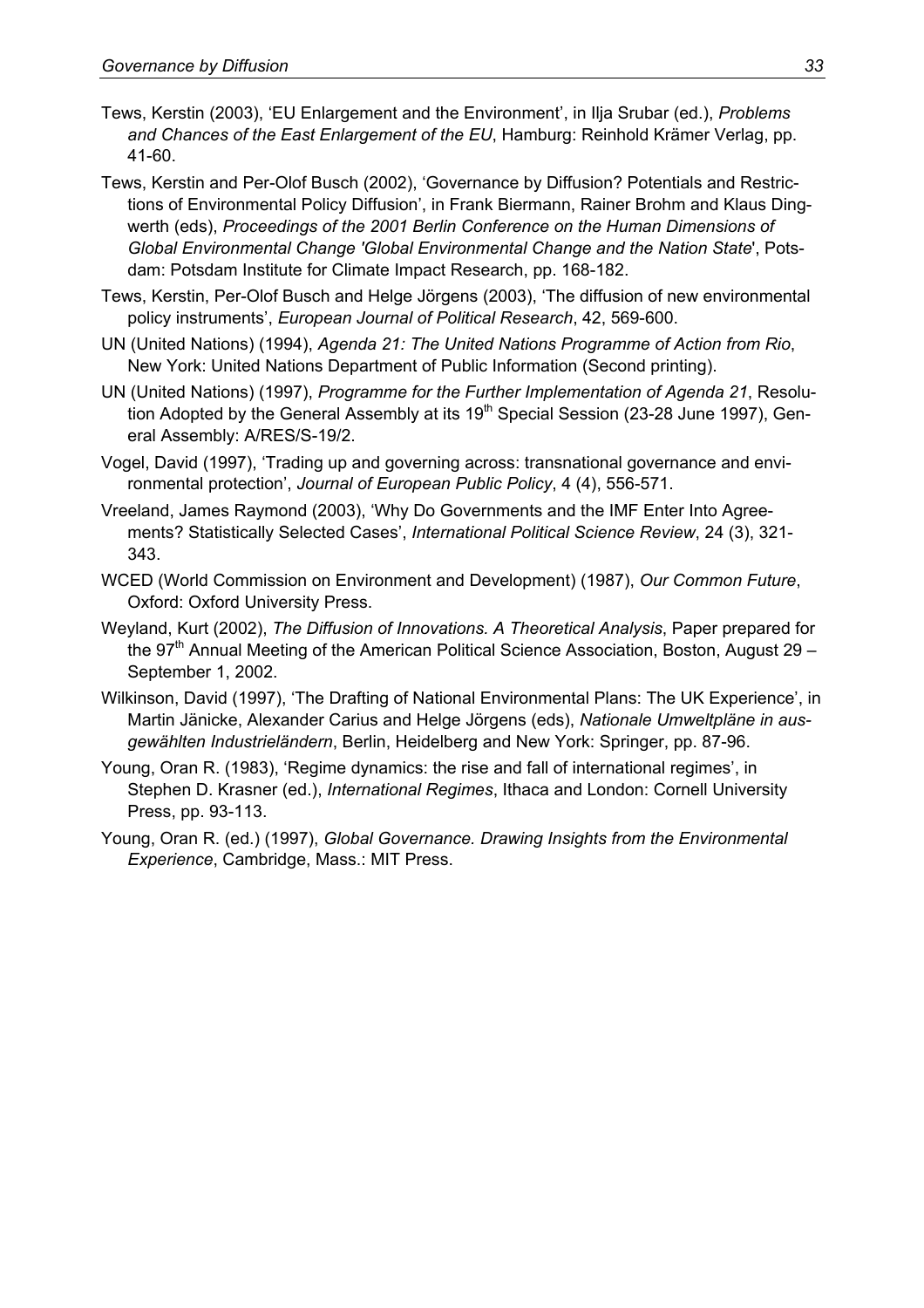Tews, Kerstin (2003), 'EU Enlargement and the Environment', in Ilja Srubar (ed.), *Problems and Chances of the East Enlargement of the EU*, Hamburg: Reinhold Krämer Verlag, pp. 41-60.

Tews, Kerstin and Per-Olof Busch (2002), 'Governance by Diffusion? Potentials and Restrictions of Environmental Policy Diffusion', in Frank Biermann, Rainer Brohm and Klaus Dingwerth (eds), *Proceedings of the 2001 Berlin Conference on the Human Dimensions of Global Environmental Change 'Global Environmental Change and the Nation State'*, Potsdam: Potsdam Institute for Climate Impact Research, pp. 168-182.

Tews, Kerstin, Per-Olof Busch and Helge Jörgens (2003), 'The diffusion of new environmental policy instruments', *European Journal of Political Research*, 42, 569-600.

UN (United Nations) (1994), *Agenda 21: The United Nations Programme of Action from Rio*, New York: United Nations Department of Public Information (Second printing).

UN (United Nations) (1997), *Programme for the Further Implementation of Agenda 21*, Resolution Adopted by the General Assembly at its 19th Special Session (23-28 June 1997), General Assembly: A/RES/S-19/2.

Vogel, David (1997), 'Trading up and governing across: transnational governance and environmental protection', *Journal of European Public Policy*, 4 (4), 556-571.

Vreeland, James Raymond (2003), 'Why Do Governments and the IMF Enter Into Agreements? Statistically Selected Cases', *International Political Science Review*, 24 (3), 321-343.

WCED (World Commission on Environment and Development) (1987), *Our Common Future*, Oxford: Oxford University Press.

Weyland, Kurt (2002), *The Diffusion of Innovations. A Theoretical Analysis*, Paper prepared for the 97th Annual Meeting of the American Political Science Association, Boston, August 29 – September 1, 2002.

Wilkinson, David (1997), 'The Drafting of National Environmental Plans: The UK Experience', in Martin Jänicke, Alexander Carius and Helge Jörgens (eds), *Nationale Umweltpläne in ausgewählten Industrieländern*, Berlin, Heidelberg and New York: Springer, pp. 87-96.

Young, Oran R. (1983), 'Regime dynamics: the rise and fall of international regimes', in Stephen D. Krasner (ed.), *International Regimes*, Ithaca and London: Cornell University Press, pp. 93-113.

Young, Oran R. (ed.) (1997), *Global Governance. Drawing Insights from the Environmental Experience*, Cambridge, Mass.: MIT Press.